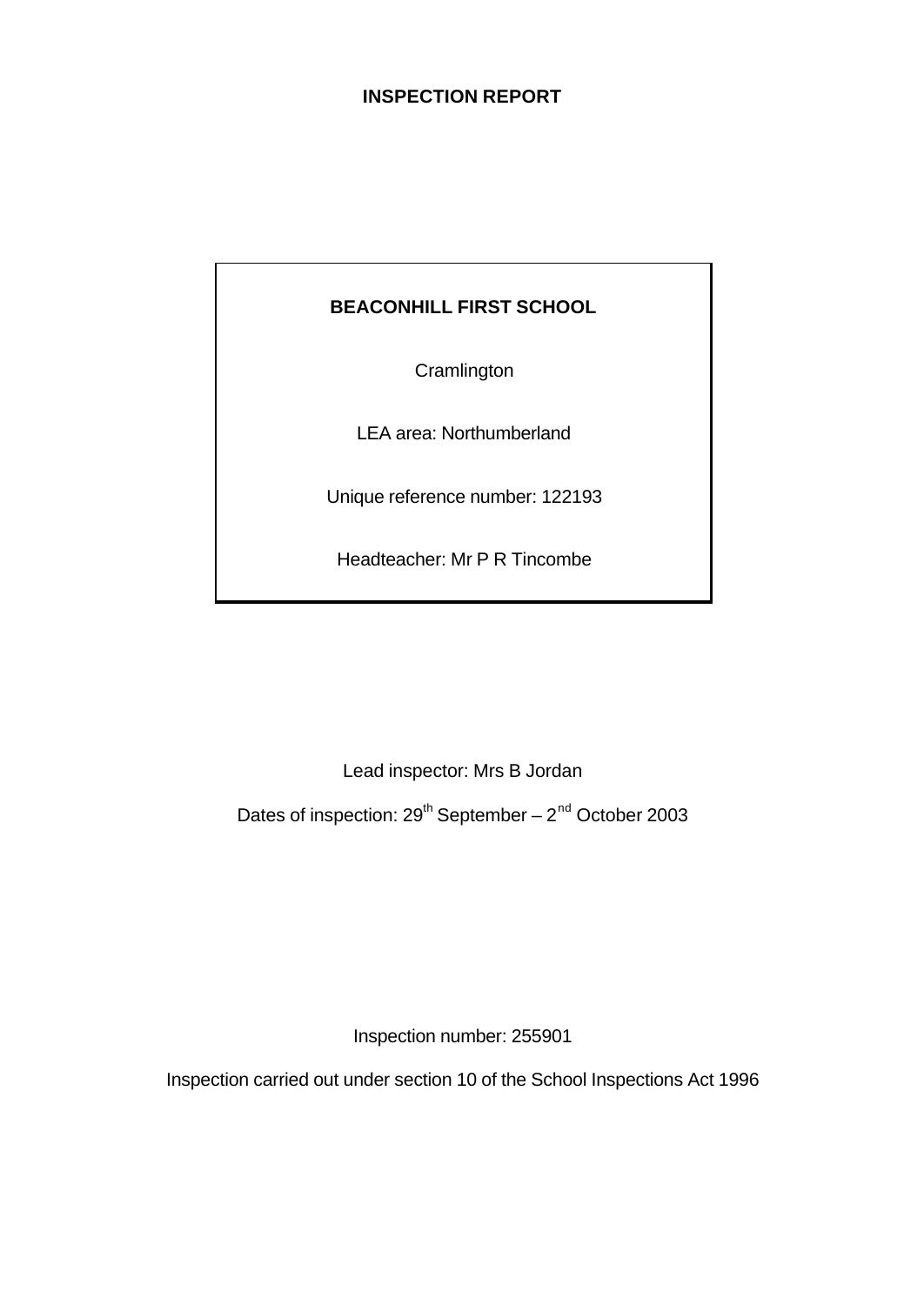# INSPECTION REPORT

**BEACONHILL FIRST SCHOOL**

Cramlington

LEA area: Northumberland

Unique reference number: 122193

Headteacher: Mr P R Tincombe

Lead inspector: Mrs B Jordan

Dates of inspection: 29th September – 2nd October 2003

Inspection number: 255901

Inspection carried out under section 10 of the School Inspections Act 1996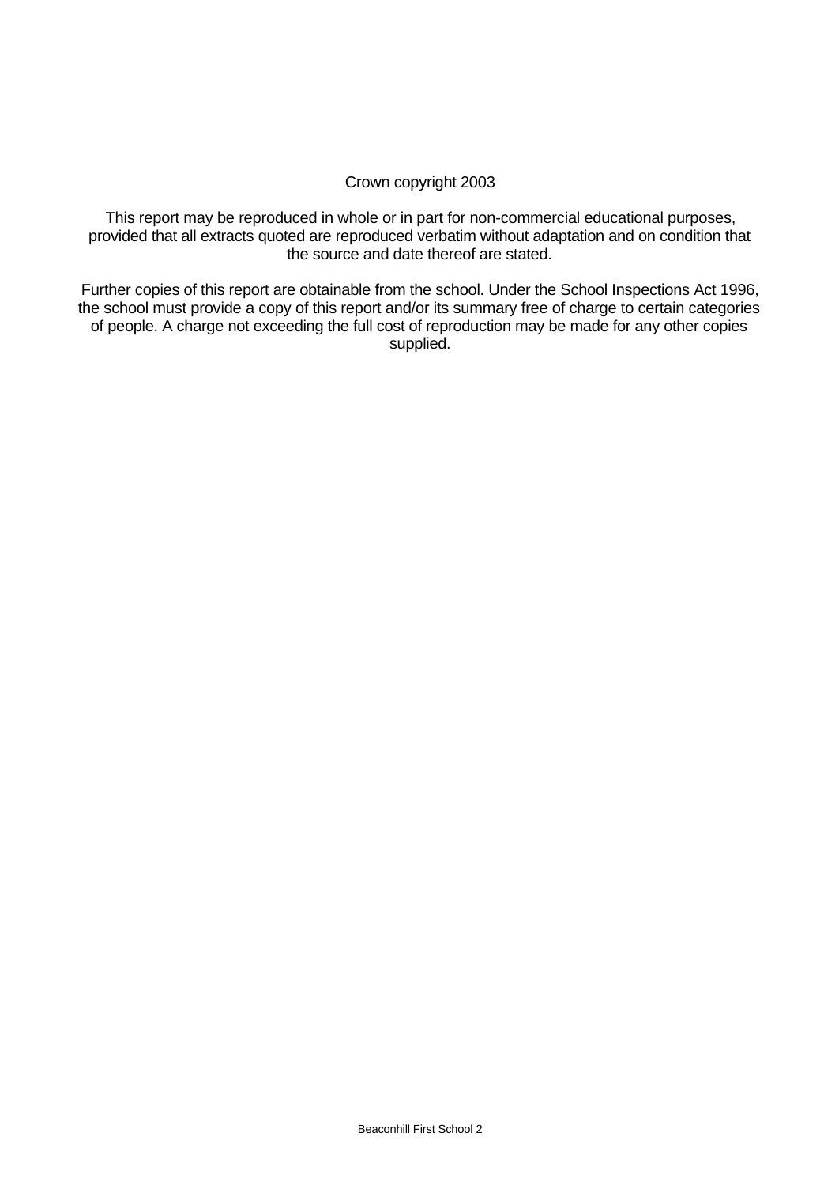Crown copyright 2003

This report may be reproduced in whole or in part for non-commercial educational purposes, provided that all extracts quoted are reproduced verbatim without adaptation and on condition that the source and date thereof are stated.

Further copies of this report are obtainable from the school. Under the School Inspections Act 1996, the school must provide a copy of this report and/or its summary free of charge to certain categories of people. A charge not exceeding the full cost of reproduction may be made for any other copies supplied.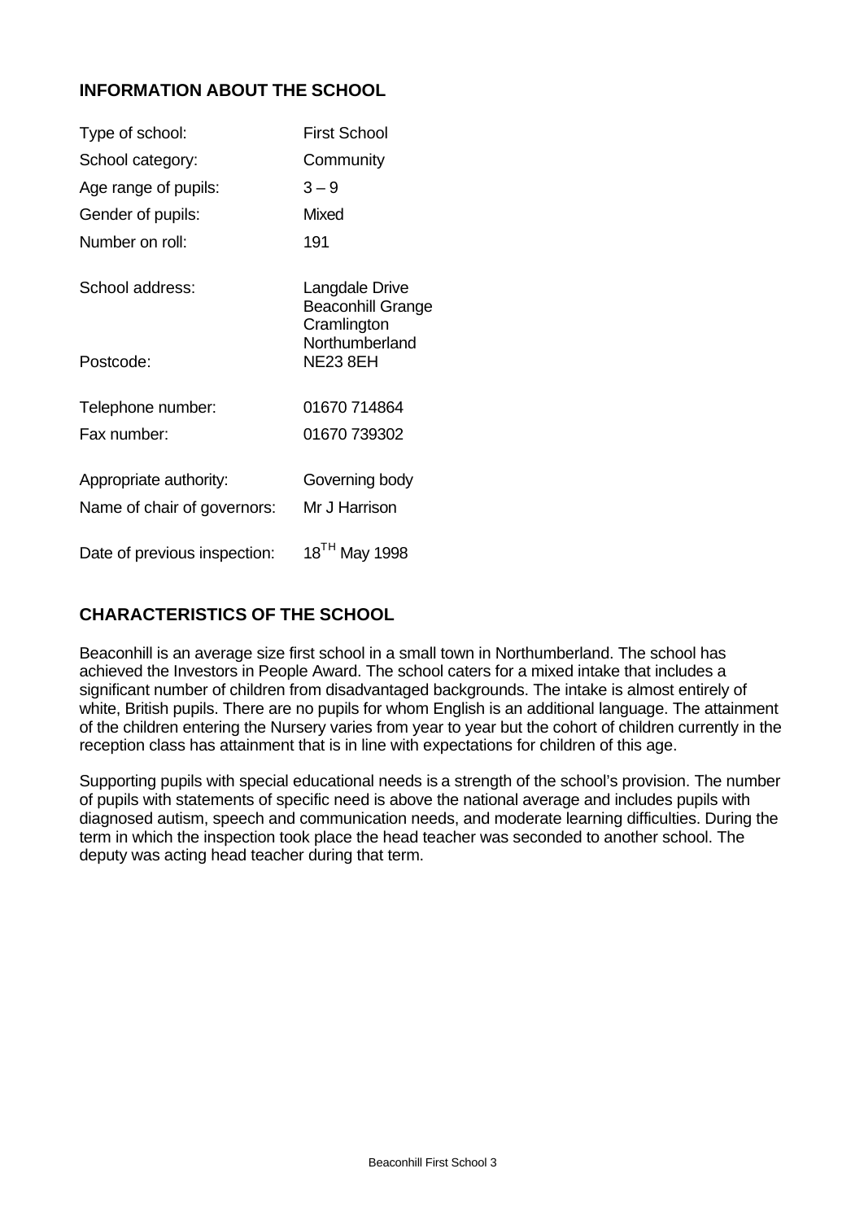## INFORMATION ABOUT THE SCHOOL

| | |
|---|---|
| Type of school: | First School |
| School category: | Community |
| Age range of pupils: | 3 – 9 |
| Gender of pupils: | Mixed |
| Number on roll: | 191 |
| School address: | Langdale Drive<br>Beaconhill Grange<br>Cramlington<br>Northumberland |
| Postcode: | NE23 8EH |
| Telephone number: | 01670 714864 |
| Fax number: | 01670 739302 |
| Appropriate authority: | Governing body |
| Name of chair of governors: | Mr J Harrison |
| Date of previous inspection: | 18TH May 1998 |

## CHARACTERISTICS OF THE SCHOOL

Beaconhill is an average size first school in a small town in Northumberland. The school has achieved the Investors in People Award. The school caters for a mixed intake that includes a significant number of children from disadvantaged backgrounds. The intake is almost entirely of white, British pupils. There are no pupils for whom English is an additional language. The attainment of the children entering the Nursery varies from year to year but the cohort of children currently in the reception class has attainment that is in line with expectations for children of this age.

Supporting pupils with special educational needs is a strength of the school's provision. The number of pupils with statements of specific need is above the national average and includes pupils with diagnosed autism, speech and communication needs, and moderate learning difficulties. During the term in which the inspection took place the head teacher was seconded to another school. The deputy was acting head teacher during that term.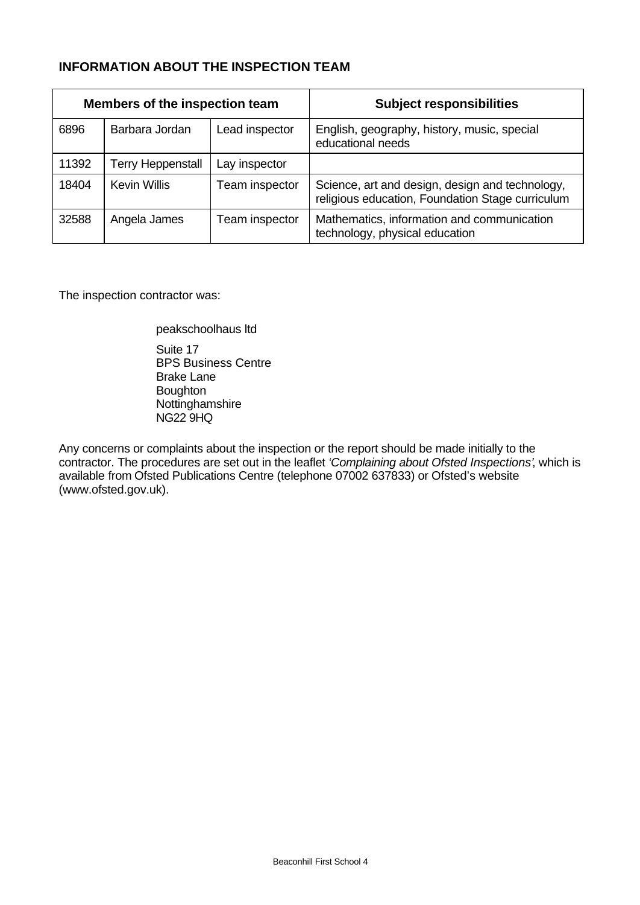## INFORMATION ABOUT THE INSPECTION TEAM

| Members of the inspection team | | | Subject responsibilities |
|---|---|---|---|
| 6896 | Barbara Jordan | Lead inspector | English, geography, history, music, special educational needs |
| 11392 | Terry Heppenstall | Lay inspector | |
| 18404 | Kevin Willis | Team inspector | Science, art and design, design and technology, religious education, Foundation Stage curriculum |
| 32588 | Angela James | Team inspector | Mathematics, information and communication technology, physical education |

The inspection contractor was:

peakschoolhaus ltd

Suite 17
BPS Business Centre
Brake Lane
Boughton
Nottinghamshire
NG22 9HQ

Any concerns or complaints about the inspection or the report should be made initially to the contractor. The procedures are set out in the leaflet *'Complaining about Ofsted Inspections'*, which is available from Ofsted Publications Centre (telephone 07002 637833) or Ofsted's website (www.ofsted.gov.uk).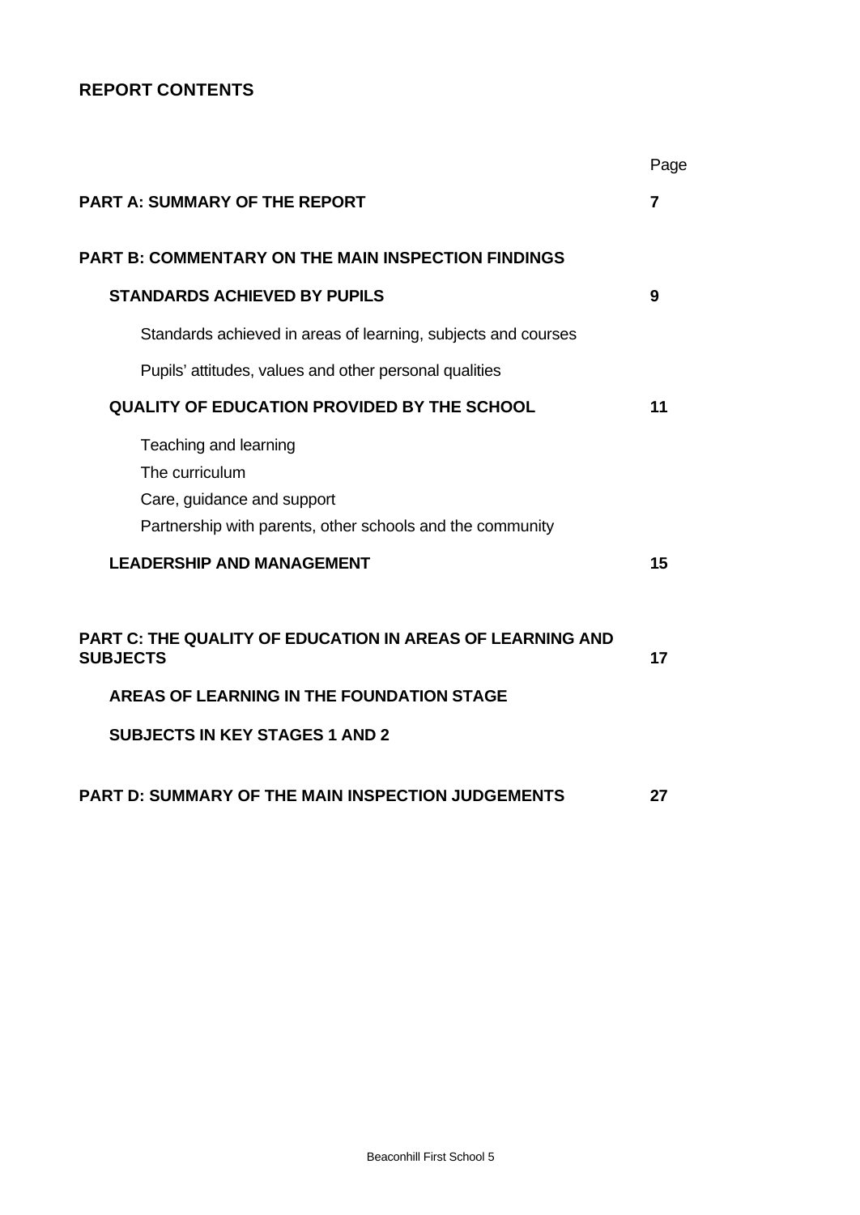## REPORT CONTENTS

| | Page |
|---|---|
| **PART A: SUMMARY OF THE REPORT** | **7** |
| **PART B: COMMENTARY ON THE MAIN INSPECTION FINDINGS** | |
| **STANDARDS ACHIEVED BY PUPILS** | **9** |
| Standards achieved in areas of learning, subjects and courses | |
| Pupils' attitudes, values and other personal qualities | |
| **QUALITY OF EDUCATION PROVIDED BY THE SCHOOL** | **11** |
| Teaching and learning | |
| The curriculum | |
| Care, guidance and support | |
| Partnership with parents, other schools and the community | |
| **LEADERSHIP AND MANAGEMENT** | **15** |
| **PART C: THE QUALITY OF EDUCATION IN AREAS OF LEARNING AND SUBJECTS** | **17** |
| **AREAS OF LEARNING IN THE FOUNDATION STAGE** | |
| **SUBJECTS IN KEY STAGES 1 AND 2** | |
| **PART D: SUMMARY OF THE MAIN INSPECTION JUDGEMENTS** | **27** |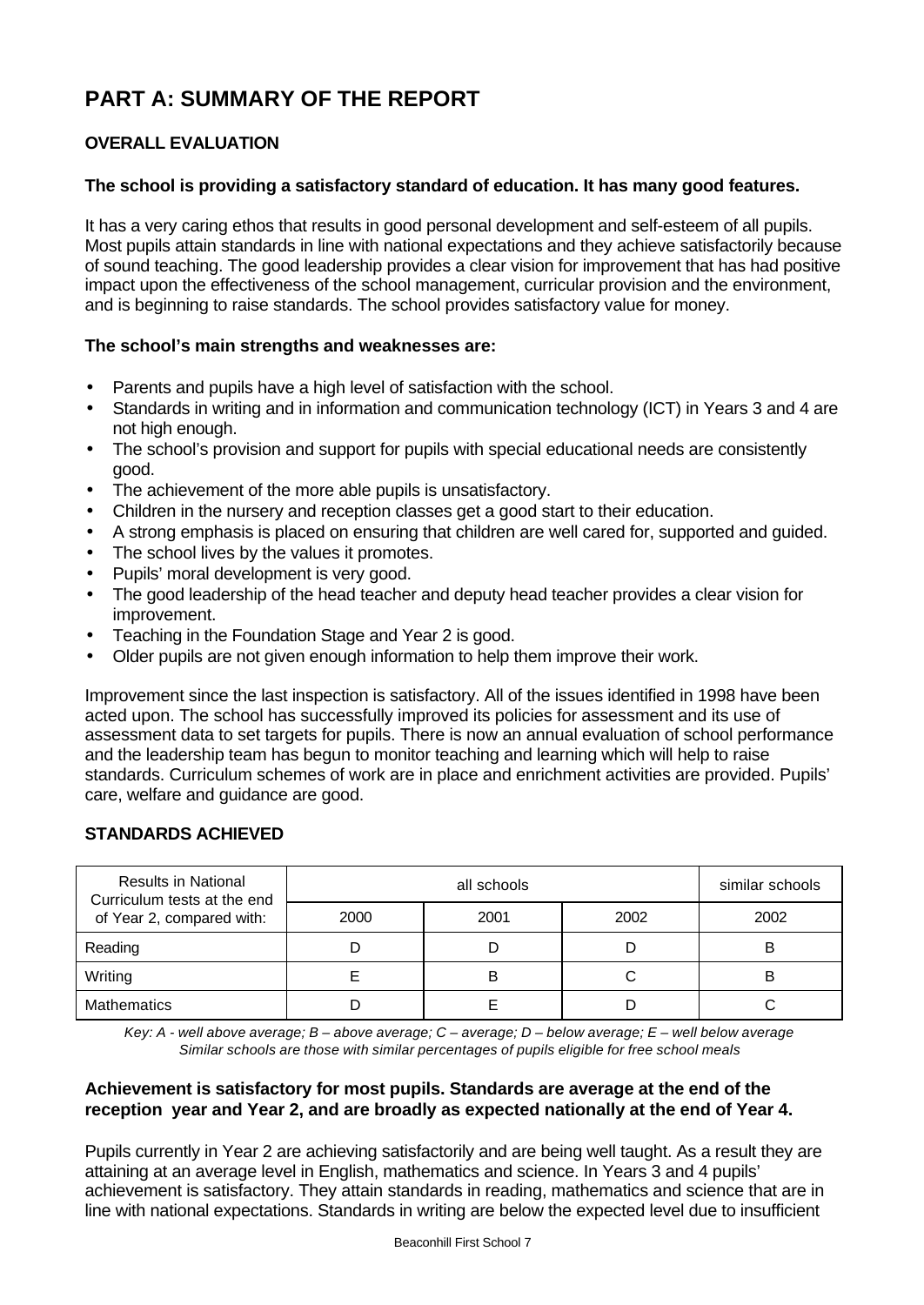# PART A: SUMMARY OF THE REPORT

## OVERALL EVALUATION

**The school is providing a satisfactory standard of education. It has many good features.**

It has a very caring ethos that results in good personal development and self-esteem of all pupils. Most pupils attain standards in line with national expectations and they achieve satisfactorily because of sound teaching. The good leadership provides a clear vision for improvement that has had positive impact upon the effectiveness of the school management, curricular provision and the environment, and is beginning to raise standards. The school provides satisfactory value for money.

**The school's main strengths and weaknesses are:**

- Parents and pupils have a high level of satisfaction with the school.
- Standards in writing and in information and communication technology (ICT) in Years 3 and 4 are not high enough.
- The school's provision and support for pupils with special educational needs are consistently good.
- The achievement of the more able pupils is unsatisfactory.
- Children in the nursery and reception classes get a good start to their education.
- A strong emphasis is placed on ensuring that children are well cared for, supported and guided.
- The school lives by the values it promotes.
- Pupils' moral development is very good.
- The good leadership of the head teacher and deputy head teacher provides a clear vision for improvement.
- Teaching in the Foundation Stage and Year 2 is good.
- Older pupils are not given enough information to help them improve their work.

Improvement since the last inspection is satisfactory. All of the issues identified in 1998 have been acted upon. The school has successfully improved its policies for assessment and its use of assessment data to set targets for pupils. There is now an annual evaluation of school performance and the leadership team has begun to monitor teaching and learning which will help to raise standards. Curriculum schemes of work are in place and enrichment activities are provided. Pupils' care, welfare and guidance are good.

## STANDARDS ACHIEVED

| Results in National Curriculum tests at the end of Year 2, compared with: | all schools | | | similar schools |
|---|---|---|---|---|
| | 2000 | 2001 | 2002 | 2002 |
| Reading | D | D | D | B |
| Writing | E | B | C | B |
| Mathematics | D | E | D | C |

*Key: A - well above average; B – above average; C – average; D – below average; E – well below average*
*Similar schools are those with similar percentages of pupils eligible for free school meals*

**Achievement is satisfactory for most pupils. Standards are average at the end of the reception year and Year 2, and are broadly as expected nationally at the end of Year 4.**

Pupils currently in Year 2 are achieving satisfactorily and are being well taught. As a result they are attaining at an average level in English, mathematics and science. In Years 3 and 4 pupils' achievement is satisfactory. They attain standards in reading, mathematics and science that are in line with national expectations. Standards in writing are below the expected level due to insufficient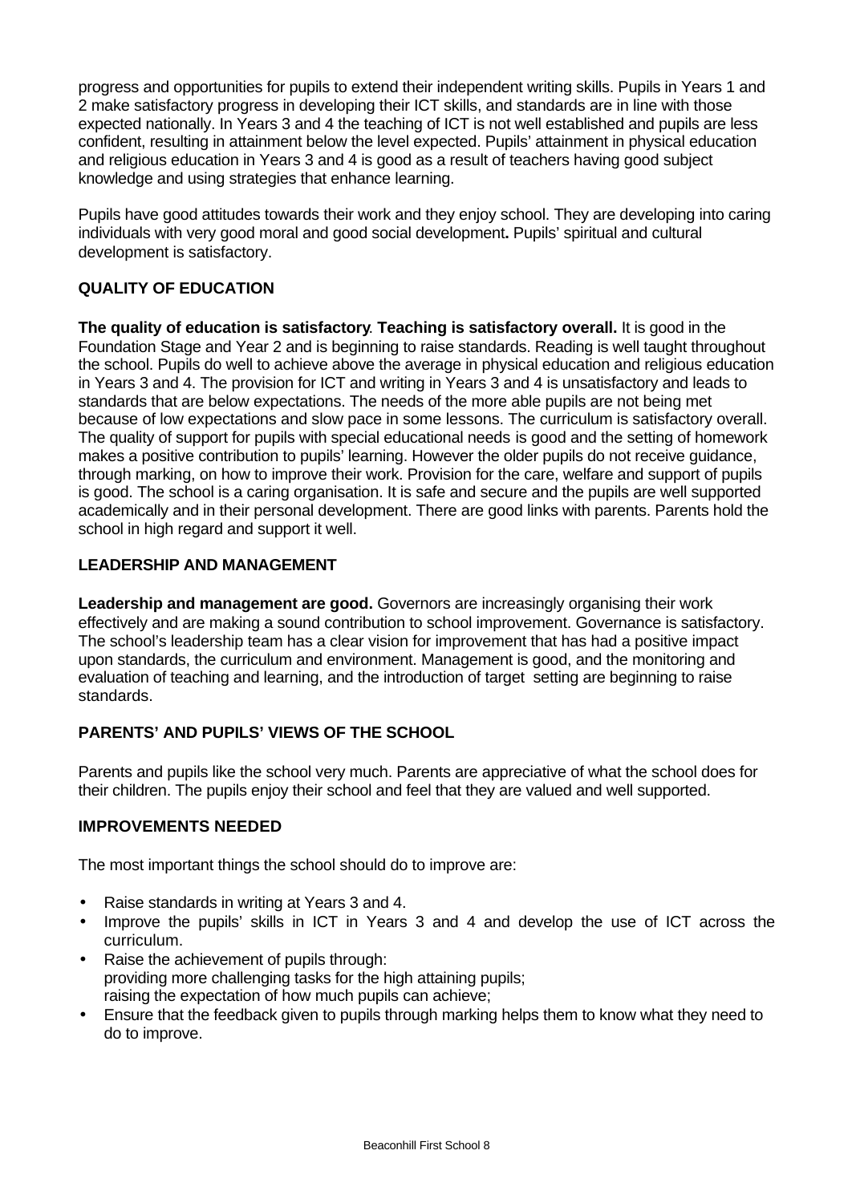progress and opportunities for pupils to extend their independent writing skills. Pupils in Years 1 and 2 make satisfactory progress in developing their ICT skills, and standards are in line with those expected nationally. In Years 3 and 4 the teaching of ICT is not well established and pupils are less confident, resulting in attainment below the level expected. Pupils' attainment in physical education and religious education in Years 3 and 4 is good as a result of teachers having good subject knowledge and using strategies that enhance learning.

Pupils have good attitudes towards their work and they enjoy school. They are developing into caring individuals with very good moral and good social development**.** Pupils' spiritual and cultural development is satisfactory.

## QUALITY OF EDUCATION

**The quality of education is satisfactory**. **Teaching is satisfactory overall.** It is good in the Foundation Stage and Year 2 and is beginning to raise standards. Reading is well taught throughout the school. Pupils do well to achieve above the average in physical education and religious education in Years 3 and 4. The provision for ICT and writing in Years 3 and 4 is unsatisfactory and leads to standards that are below expectations. The needs of the more able pupils are not being met because of low expectations and slow pace in some lessons. The curriculum is satisfactory overall. The quality of support for pupils with special educational needs is good and the setting of homework makes a positive contribution to pupils' learning. However the older pupils do not receive guidance, through marking, on how to improve their work. Provision for the care, welfare and support of pupils is good. The school is a caring organisation. It is safe and secure and the pupils are well supported academically and in their personal development. There are good links with parents. Parents hold the school in high regard and support it well.

## LEADERSHIP AND MANAGEMENT

**Leadership and management are good.** Governors are increasingly organising their work effectively and are making a sound contribution to school improvement. Governance is satisfactory. The school's leadership team has a clear vision for improvement that has had a positive impact upon standards, the curriculum and environment. Management is good, and the monitoring and evaluation of teaching and learning, and the introduction of target setting are beginning to raise standards.

## PARENTS' AND PUPILS' VIEWS OF THE SCHOOL

Parents and pupils like the school very much. Parents are appreciative of what the school does for their children. The pupils enjoy their school and feel that they are valued and well supported.

## IMPROVEMENTS NEEDED

The most important things the school should do to improve are:

- Raise standards in writing at Years 3 and 4.
- Improve the pupils' skills in ICT in Years 3 and 4 and develop the use of ICT across the curriculum.
- Raise the achievement of pupils through:
  providing more challenging tasks for the high attaining pupils;
  raising the expectation of how much pupils can achieve;
- Ensure that the feedback given to pupils through marking helps them to know what they need to do to improve.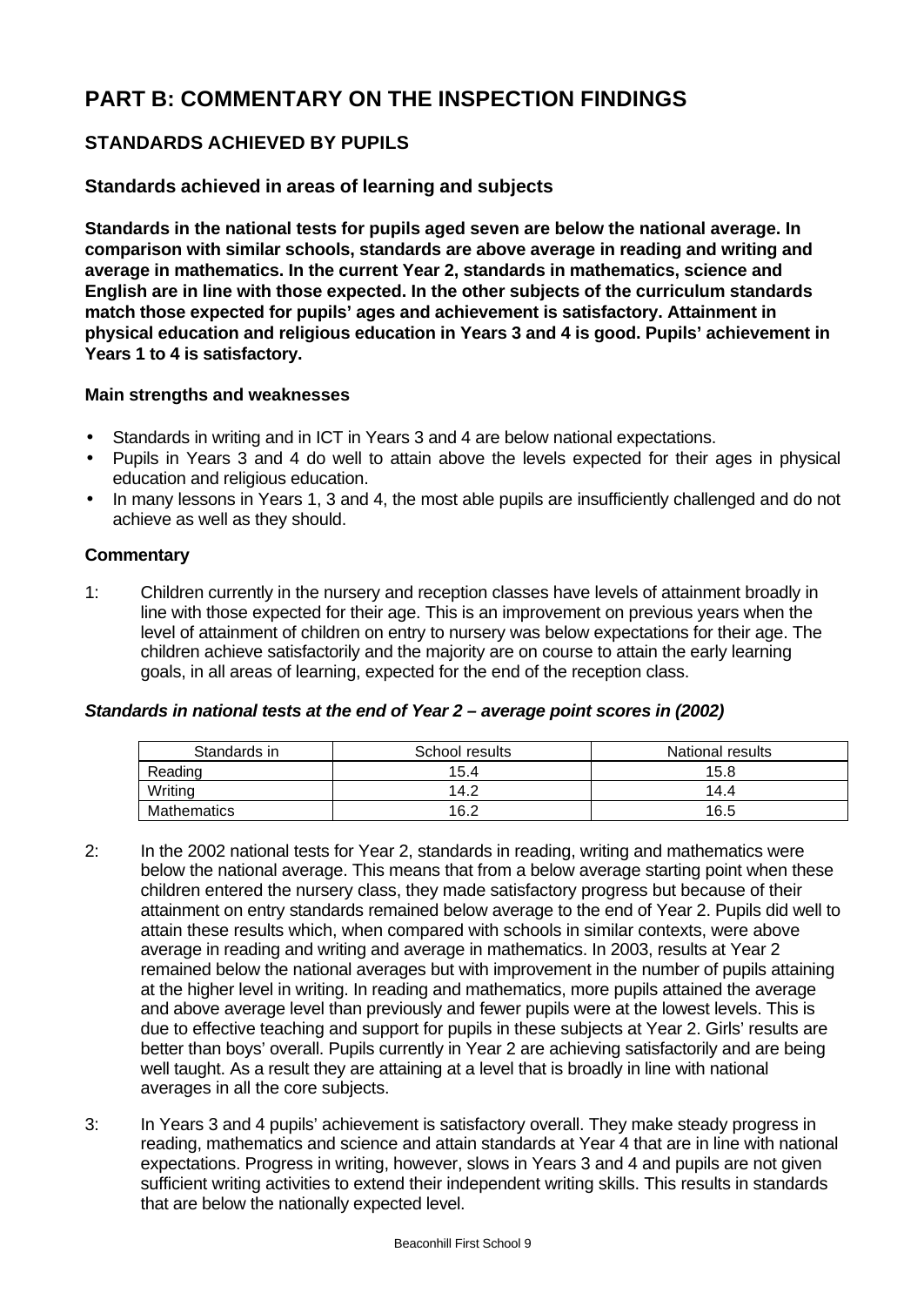# PART B: COMMENTARY ON THE INSPECTION FINDINGS

## STANDARDS ACHIEVED BY PUPILS

### Standards achieved in areas of learning and subjects

**Standards in the national tests for pupils aged seven are below the national average. In comparison with similar schools, standards are above average in reading and writing and average in mathematics. In the current Year 2, standards in mathematics, science and English are in line with those expected. In the other subjects of the curriculum standards match those expected for pupils' ages and achievement is satisfactory. Attainment in physical education and religious education in Years 3 and 4 is good. Pupils' achievement in Years 1 to 4 is satisfactory.**

#### Main strengths and weaknesses

- Standards in writing and in ICT in Years 3 and 4 are below national expectations.
- Pupils in Years 3 and 4 do well to attain above the levels expected for their ages in physical education and religious education.
- In many lessons in Years 1, 3 and 4, the most able pupils are insufficiently challenged and do not achieve as well as they should.

#### Commentary

1: Children currently in the nursery and reception classes have levels of attainment broadly in line with those expected for their age. This is an improvement on previous years when the level of attainment of children on entry to nursery was below expectations for their age. The children achieve satisfactorily and the majority are on course to attain the early learning goals, in all areas of learning, expected for the end of the reception class.

***Standards in national tests at the end of Year 2 – average point scores in (2002)***

| Standards in | School results | National results |
|---|---|---|
| Reading | 15.4 | 15.8 |
| Writing | 14.2 | 14.4 |
| Mathematics | 16.2 | 16.5 |

2: In the 2002 national tests for Year 2, standards in reading, writing and mathematics were below the national average. This means that from a below average starting point when these children entered the nursery class, they made satisfactory progress but because of their attainment on entry standards remained below average to the end of Year 2. Pupils did well to attain these results which, when compared with schools in similar contexts, were above average in reading and writing and average in mathematics. In 2003, results at Year 2 remained below the national averages but with improvement in the number of pupils attaining at the higher level in writing. In reading and mathematics, more pupils attained the average and above average level than previously and fewer pupils were at the lowest levels. This is due to effective teaching and support for pupils in these subjects at Year 2. Girls' results are better than boys' overall. Pupils currently in Year 2 are achieving satisfactorily and are being well taught. As a result they are attaining at a level that is broadly in line with national averages in all the core subjects.

3: In Years 3 and 4 pupils' achievement is satisfactory overall. They make steady progress in reading, mathematics and science and attain standards at Year 4 that are in line with national expectations. Progress in writing, however, slows in Years 3 and 4 and pupils are not given sufficient writing activities to extend their independent writing skills. This results in standards that are below the nationally expected level.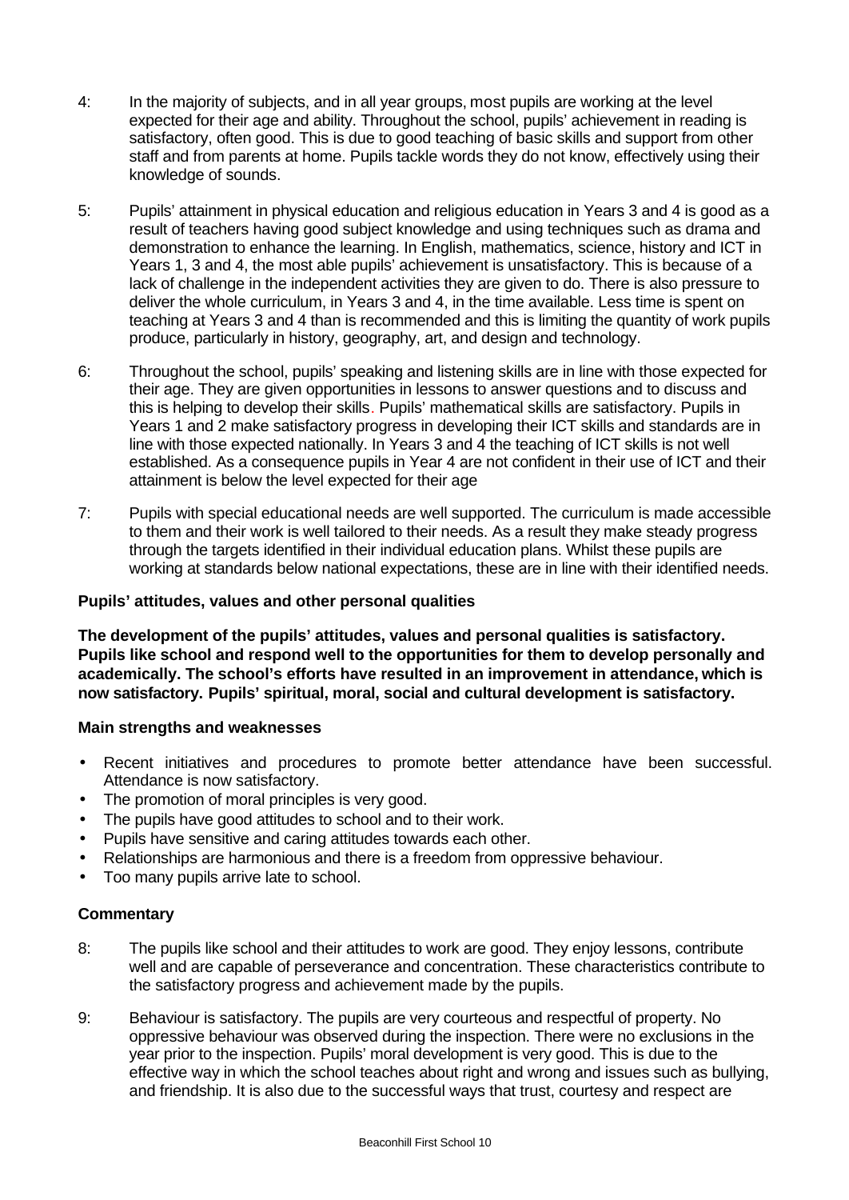4: In the majority of subjects, and in all year groups, most pupils are working at the level expected for their age and ability. Throughout the school, pupils' achievement in reading is satisfactory, often good. This is due to good teaching of basic skills and support from other staff and from parents at home. Pupils tackle words they do not know, effectively using their knowledge of sounds.

5: Pupils' attainment in physical education and religious education in Years 3 and 4 is good as a result of teachers having good subject knowledge and using techniques such as drama and demonstration to enhance the learning. In English, mathematics, science, history and ICT in Years 1, 3 and 4, the most able pupils' achievement is unsatisfactory. This is because of a lack of challenge in the independent activities they are given to do. There is also pressure to deliver the whole curriculum, in Years 3 and 4, in the time available. Less time is spent on teaching at Years 3 and 4 than is recommended and this is limiting the quantity of work pupils produce, particularly in history, geography, art, and design and technology.

6: Throughout the school, pupils' speaking and listening skills are in line with those expected for their age. They are given opportunities in lessons to answer questions and to discuss and this is helping to develop their skills. Pupils' mathematical skills are satisfactory. Pupils in Years 1 and 2 make satisfactory progress in developing their ICT skills and standards are in line with those expected nationally. In Years 3 and 4 the teaching of ICT skills is not well established. As a consequence pupils in Year 4 are not confident in their use of ICT and their attainment is below the level expected for their age

7: Pupils with special educational needs are well supported. The curriculum is made accessible to them and their work is well tailored to their needs. As a result they make steady progress through the targets identified in their individual education plans. Whilst these pupils are working at standards below national expectations, these are in line with their identified needs.

### Pupils' attitudes, values and other personal qualities

**The development of the pupils' attitudes, values and personal qualities is satisfactory. Pupils like school and respond well to the opportunities for them to develop personally and academically. The school's efforts have resulted in an improvement in attendance, which is now satisfactory. Pupils' spiritual, moral, social and cultural development is satisfactory.**

#### Main strengths and weaknesses

- Recent initiatives and procedures to promote better attendance have been successful. Attendance is now satisfactory.
- The promotion of moral principles is very good.
- The pupils have good attitudes to school and to their work.
- Pupils have sensitive and caring attitudes towards each other.
- Relationships are harmonious and there is a freedom from oppressive behaviour.
- Too many pupils arrive late to school.

#### Commentary

8: The pupils like school and their attitudes to work are good. They enjoy lessons, contribute well and are capable of perseverance and concentration. These characteristics contribute to the satisfactory progress and achievement made by the pupils.

9: Behaviour is satisfactory. The pupils are very courteous and respectful of property. No oppressive behaviour was observed during the inspection. There were no exclusions in the year prior to the inspection. Pupils' moral development is very good. This is due to the effective way in which the school teaches about right and wrong and issues such as bullying, and friendship. It is also due to the successful ways that trust, courtesy and respect are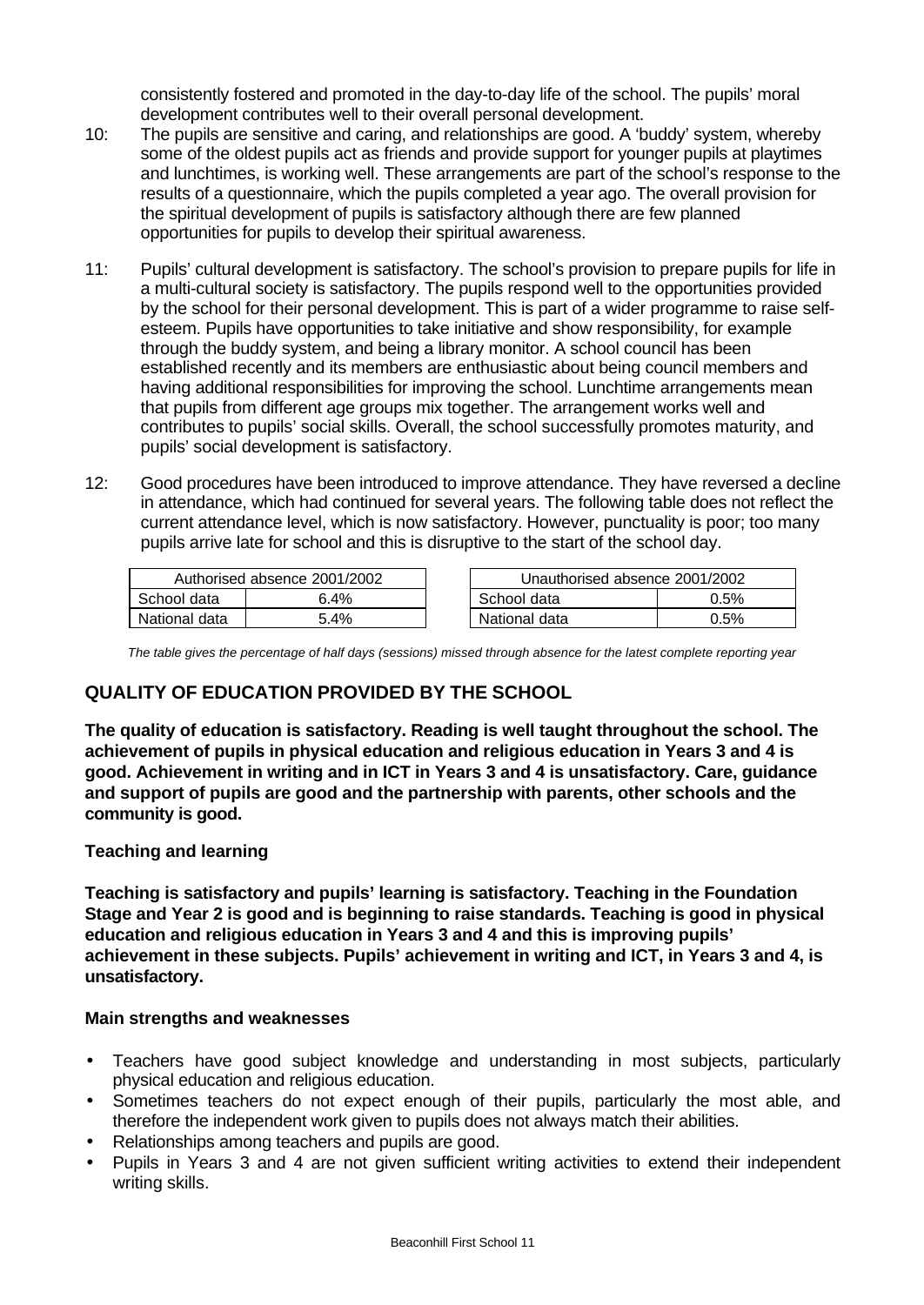consistently fostered and promoted in the day-to-day life of the school. The pupils' moral development contributes well to their overall personal development.

10: The pupils are sensitive and caring, and relationships are good. A 'buddy' system, whereby some of the oldest pupils act as friends and provide support for younger pupils at playtimes and lunchtimes, is working well. These arrangements are part of the school's response to the results of a questionnaire, which the pupils completed a year ago. The overall provision for the spiritual development of pupils is satisfactory although there are few planned opportunities for pupils to develop their spiritual awareness.

11: Pupils' cultural development is satisfactory. The school's provision to prepare pupils for life in a multi-cultural society is satisfactory. The pupils respond well to the opportunities provided by the school for their personal development. This is part of a wider programme to raise self-esteem. Pupils have opportunities to take initiative and show responsibility, for example through the buddy system, and being a library monitor. A school council has been established recently and its members are enthusiastic about being council members and having additional responsibilities for improving the school. Lunchtime arrangements mean that pupils from different age groups mix together. The arrangement works well and contributes to pupils' social skills. Overall, the school successfully promotes maturity, and pupils' social development is satisfactory.

12: Good procedures have been introduced to improve attendance. They have reversed a decline in attendance, which had continued for several years. The following table does not reflect the current attendance level, which is now satisfactory. However, punctuality is poor; too many pupils arrive late for school and this is disruptive to the start of the school day.

| Authorised absence 2001/2002 | |
|---|---|
| School data | 6.4% |
| National data | 5.4% |

| Unauthorised absence 2001/2002 | |
|---|---|
| School data | 0.5% |
| National data | 0.5% |

*The table gives the percentage of half days (sessions) missed through absence for the latest complete reporting year*

## QUALITY OF EDUCATION PROVIDED BY THE SCHOOL

**The quality of education is satisfactory. Reading is well taught throughout the school. The achievement of pupils in physical education and religious education in Years 3 and 4 is good. Achievement in writing and in ICT in Years 3 and 4 is unsatisfactory. Care, guidance and support of pupils are good and the partnership with parents, other schools and the community is good.**

### Teaching and learning

**Teaching is satisfactory and pupils' learning is satisfactory. Teaching in the Foundation Stage and Year 2 is good and is beginning to raise standards. Teaching is good in physical education and religious education in Years 3 and 4 and this is improving pupils' achievement in these subjects. Pupils' achievement in writing and ICT, in Years 3 and 4, is unsatisfactory.**

#### Main strengths and weaknesses

- Teachers have good subject knowledge and understanding in most subjects, particularly physical education and religious education.
- Sometimes teachers do not expect enough of their pupils, particularly the most able, and therefore the independent work given to pupils does not always match their abilities.
- Relationships among teachers and pupils are good.
- Pupils in Years 3 and 4 are not given sufficient writing activities to extend their independent writing skills.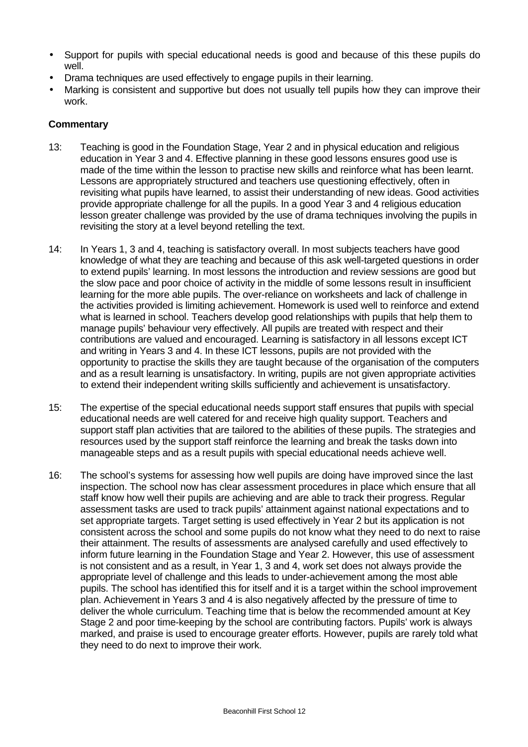- Support for pupils with special educational needs is good and because of this these pupils do well.
- Drama techniques are used effectively to engage pupils in their learning.
- Marking is consistent and supportive but does not usually tell pupils how they can improve their work.

### Commentary

13: Teaching is good in the Foundation Stage, Year 2 and in physical education and religious education in Year 3 and 4. Effective planning in these good lessons ensures good use is made of the time within the lesson to practise new skills and reinforce what has been learnt. Lessons are appropriately structured and teachers use questioning effectively, often in revisiting what pupils have learned, to assist their understanding of new ideas. Good activities provide appropriate challenge for all the pupils. In a good Year 3 and 4 religious education lesson greater challenge was provided by the use of drama techniques involving the pupils in revisiting the story at a level beyond retelling the text.

14: In Years 1, 3 and 4, teaching is satisfactory overall. In most subjects teachers have good knowledge of what they are teaching and because of this ask well-targeted questions in order to extend pupils' learning. In most lessons the introduction and review sessions are good but the slow pace and poor choice of activity in the middle of some lessons result in insufficient learning for the more able pupils. The over-reliance on worksheets and lack of challenge in the activities provided is limiting achievement. Homework is used well to reinforce and extend what is learned in school. Teachers develop good relationships with pupils that help them to manage pupils' behaviour very effectively. All pupils are treated with respect and their contributions are valued and encouraged. Learning is satisfactory in all lessons except ICT and writing in Years 3 and 4. In these ICT lessons, pupils are not provided with the opportunity to practise the skills they are taught because of the organisation of the computers and as a result learning is unsatisfactory. In writing, pupils are not given appropriate activities to extend their independent writing skills sufficiently and achievement is unsatisfactory.

15: The expertise of the special educational needs support staff ensures that pupils with special educational needs are well catered for and receive high quality support. Teachers and support staff plan activities that are tailored to the abilities of these pupils. The strategies and resources used by the support staff reinforce the learning and break the tasks down into manageable steps and as a result pupils with special educational needs achieve well.

16: The school's systems for assessing how well pupils are doing have improved since the last inspection. The school now has clear assessment procedures in place which ensure that all staff know how well their pupils are achieving and are able to track their progress. Regular assessment tasks are used to track pupils' attainment against national expectations and to set appropriate targets. Target setting is used effectively in Year 2 but its application is not consistent across the school and some pupils do not know what they need to do next to raise their attainment. The results of assessments are analysed carefully and used effectively to inform future learning in the Foundation Stage and Year 2. However, this use of assessment is not consistent and as a result, in Year 1, 3 and 4, work set does not always provide the appropriate level of challenge and this leads to under-achievement among the most able pupils. The school has identified this for itself and it is a target within the school improvement plan. Achievement in Years 3 and 4 is also negatively affected by the pressure of time to deliver the whole curriculum. Teaching time that is below the recommended amount at Key Stage 2 and poor time-keeping by the school are contributing factors. Pupils' work is always marked, and praise is used to encourage greater efforts. However, pupils are rarely told what they need to do next to improve their work.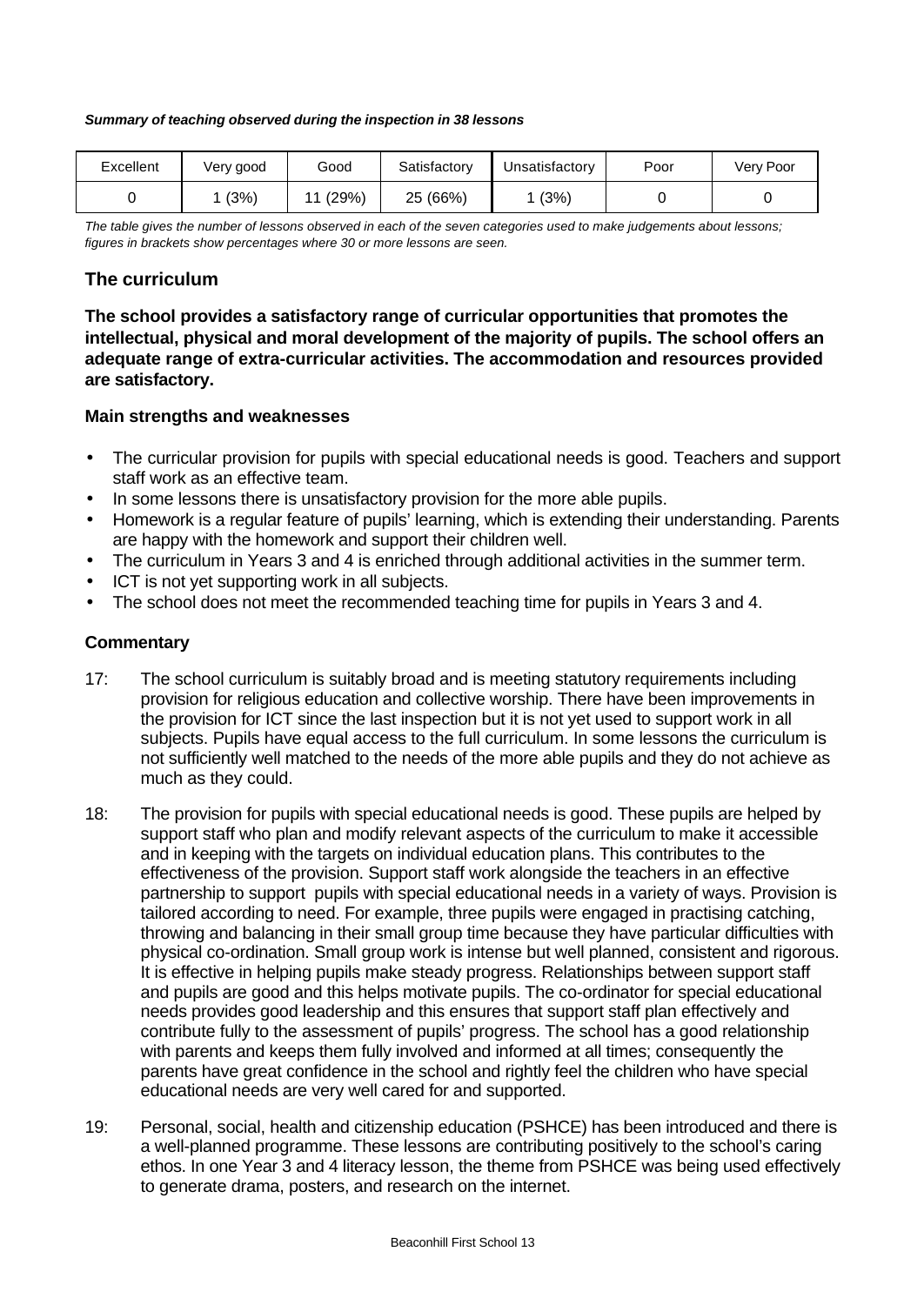***Summary of teaching observed during the inspection in 38 lessons***

| Excellent | Very good | Good | Satisfactory | Unsatisfactory | Poor | Very Poor |
|---|---|---|---|---|---|---|
| 0 | 1 (3%) | 11 (29%) | 25 (66%) | 1 (3%) | 0 | 0 |

*The table gives the number of lessons observed in each of the seven categories used to make judgements about lessons; figures in brackets show percentages where 30 or more lessons are seen.*

## The curriculum

**The school provides a satisfactory range of curricular opportunities that promotes the intellectual, physical and moral development of the majority of pupils. The school offers an adequate range of extra-curricular activities. The accommodation and resources provided are satisfactory.**

### Main strengths and weaknesses

- The curricular provision for pupils with special educational needs is good. Teachers and support staff work as an effective team.
- In some lessons there is unsatisfactory provision for the more able pupils.
- Homework is a regular feature of pupils' learning, which is extending their understanding. Parents are happy with the homework and support their children well.
- The curriculum in Years 3 and 4 is enriched through additional activities in the summer term.
- ICT is not yet supporting work in all subjects.
- The school does not meet the recommended teaching time for pupils in Years 3 and 4.

### Commentary

17: The school curriculum is suitably broad and is meeting statutory requirements including provision for religious education and collective worship. There have been improvements in the provision for ICT since the last inspection but it is not yet used to support work in all subjects. Pupils have equal access to the full curriculum. In some lessons the curriculum is not sufficiently well matched to the needs of the more able pupils and they do not achieve as much as they could.

18: The provision for pupils with special educational needs is good. These pupils are helped by support staff who plan and modify relevant aspects of the curriculum to make it accessible and in keeping with the targets on individual education plans. This contributes to the effectiveness of the provision. Support staff work alongside the teachers in an effective partnership to support pupils with special educational needs in a variety of ways. Provision is tailored according to need. For example, three pupils were engaged in practising catching, throwing and balancing in their small group time because they have particular difficulties with physical co-ordination. Small group work is intense but well planned, consistent and rigorous. It is effective in helping pupils make steady progress. Relationships between support staff and pupils are good and this helps motivate pupils. The co-ordinator for special educational needs provides good leadership and this ensures that support staff plan effectively and contribute fully to the assessment of pupils' progress. The school has a good relationship with parents and keeps them fully involved and informed at all times; consequently the parents have great confidence in the school and rightly feel the children who have special educational needs are very well cared for and supported.

19: Personal, social, health and citizenship education (PSHCE) has been introduced and there is a well-planned programme. These lessons are contributing positively to the school's caring ethos. In one Year 3 and 4 literacy lesson, the theme from PSHCE was being used effectively to generate drama, posters, and research on the internet.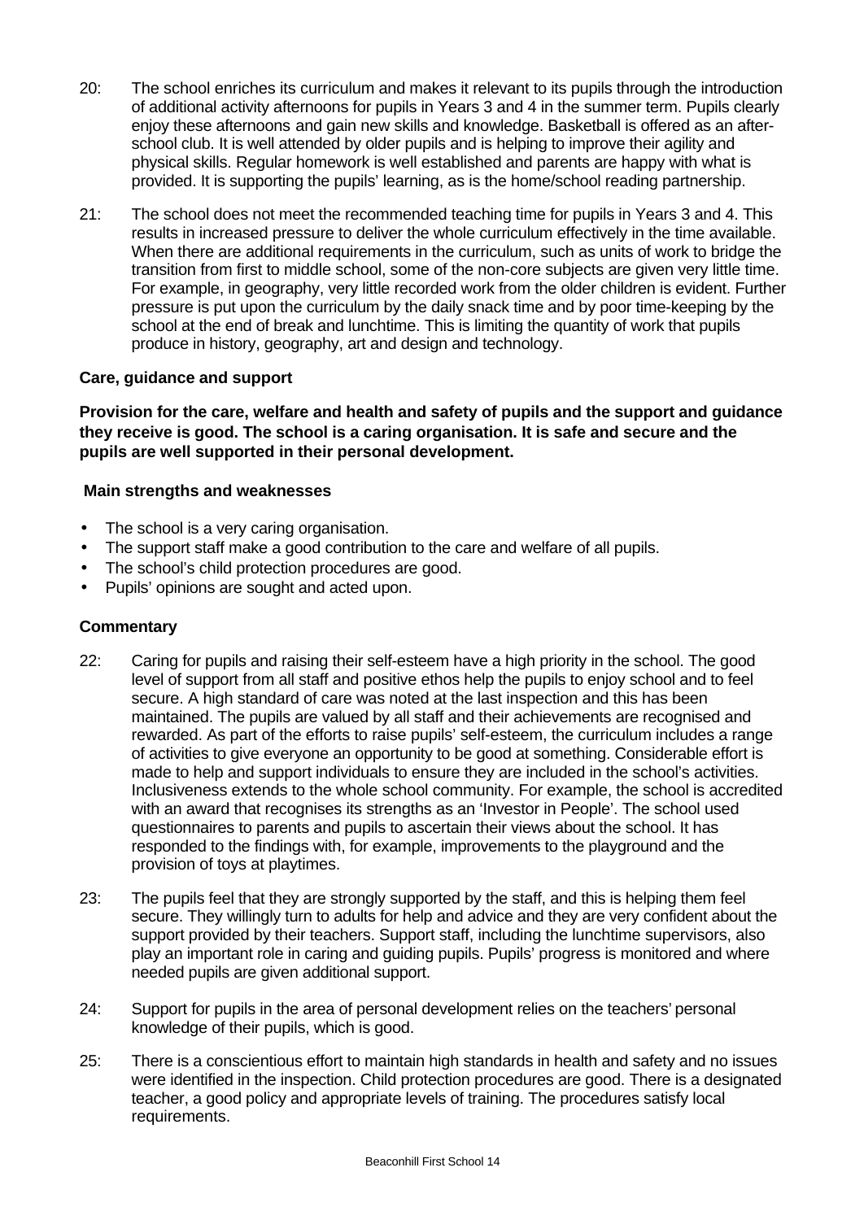20: The school enriches its curriculum and makes it relevant to its pupils through the introduction of additional activity afternoons for pupils in Years 3 and 4 in the summer term. Pupils clearly enjoy these afternoons and gain new skills and knowledge. Basketball is offered as an after-school club. It is well attended by older pupils and is helping to improve their agility and physical skills. Regular homework is well established and parents are happy with what is provided. It is supporting the pupils' learning, as is the home/school reading partnership.

21: The school does not meet the recommended teaching time for pupils in Years 3 and 4. This results in increased pressure to deliver the whole curriculum effectively in the time available. When there are additional requirements in the curriculum, such as units of work to bridge the transition from first to middle school, some of the non-core subjects are given very little time. For example, in geography, very little recorded work from the older children is evident. Further pressure is put upon the curriculum by the daily snack time and by poor time-keeping by the school at the end of break and lunchtime. This is limiting the quantity of work that pupils produce in history, geography, art and design and technology.

### Care, guidance and support

**Provision for the care, welfare and health and safety of pupils and the support and guidance they receive is good. The school is a caring organisation. It is safe and secure and the pupils are well supported in their personal development.**

#### Main strengths and weaknesses

- The school is a very caring organisation.
- The support staff make a good contribution to the care and welfare of all pupils.
- The school's child protection procedures are good.
- Pupils' opinions are sought and acted upon.

#### Commentary

22: Caring for pupils and raising their self-esteem have a high priority in the school. The good level of support from all staff and positive ethos help the pupils to enjoy school and to feel secure. A high standard of care was noted at the last inspection and this has been maintained. The pupils are valued by all staff and their achievements are recognised and rewarded. As part of the efforts to raise pupils' self-esteem, the curriculum includes a range of activities to give everyone an opportunity to be good at something. Considerable effort is made to help and support individuals to ensure they are included in the school's activities. Inclusiveness extends to the whole school community. For example, the school is accredited with an award that recognises its strengths as an 'Investor in People'. The school used questionnaires to parents and pupils to ascertain their views about the school. It has responded to the findings with, for example, improvements to the playground and the provision of toys at playtimes.

23: The pupils feel that they are strongly supported by the staff, and this is helping them feel secure. They willingly turn to adults for help and advice and they are very confident about the support provided by their teachers. Support staff, including the lunchtime supervisors, also play an important role in caring and guiding pupils. Pupils' progress is monitored and where needed pupils are given additional support.

24: Support for pupils in the area of personal development relies on the teachers' personal knowledge of their pupils, which is good.

25: There is a conscientious effort to maintain high standards in health and safety and no issues were identified in the inspection. Child protection procedures are good. There is a designated teacher, a good policy and appropriate levels of training. The procedures satisfy local requirements.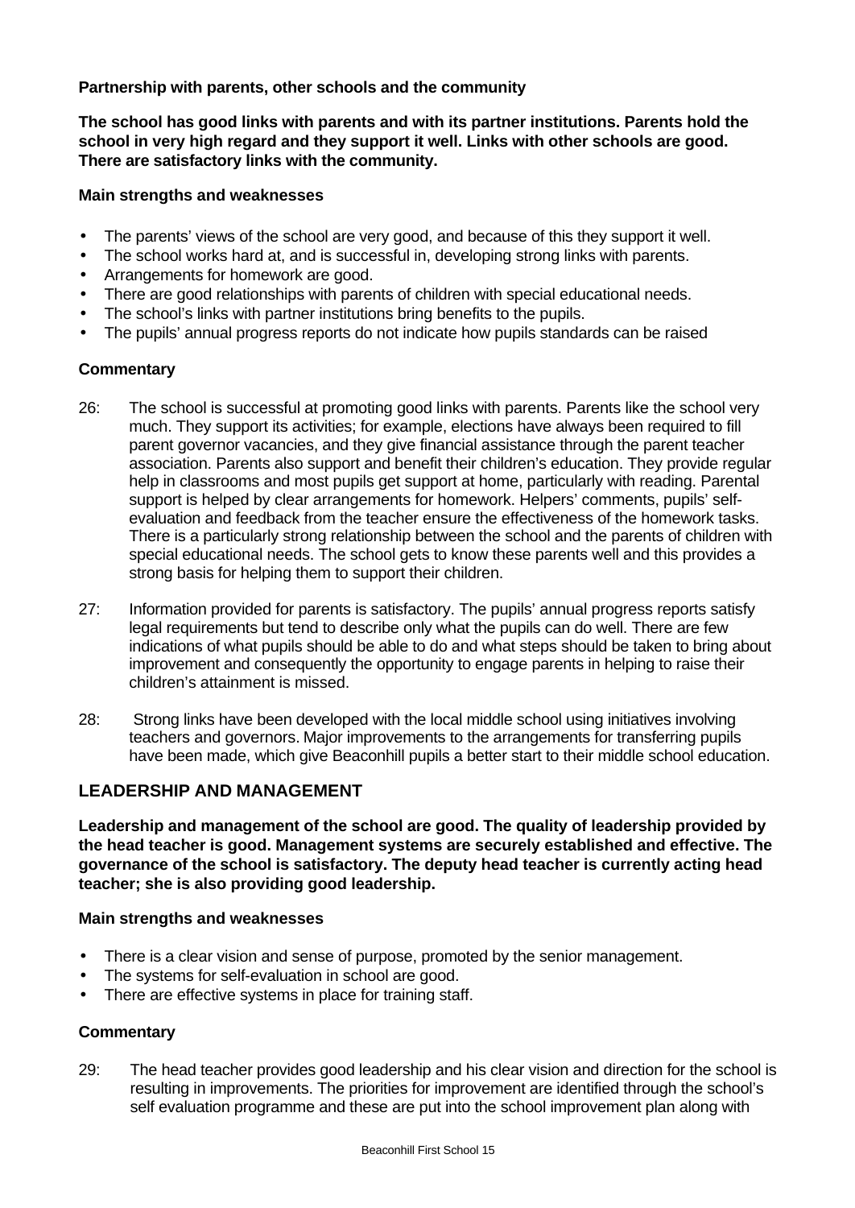### Partnership with parents, other schools and the community

**The school has good links with parents and with its partner institutions. Parents hold the school in very high regard and they support it well. Links with other schools are good. There are satisfactory links with the community.**

#### Main strengths and weaknesses

- The parents' views of the school are very good, and because of this they support it well.
- The school works hard at, and is successful in, developing strong links with parents.
- Arrangements for homework are good.
- There are good relationships with parents of children with special educational needs.
- The school's links with partner institutions bring benefits to the pupils.
- The pupils' annual progress reports do not indicate how pupils standards can be raised

#### Commentary

26: The school is successful at promoting good links with parents. Parents like the school very much. They support its activities; for example, elections have always been required to fill parent governor vacancies, and they give financial assistance through the parent teacher association. Parents also support and benefit their children's education. They provide regular help in classrooms and most pupils get support at home, particularly with reading. Parental support is helped by clear arrangements for homework. Helpers' comments, pupils' self-evaluation and feedback from the teacher ensure the effectiveness of the homework tasks. There is a particularly strong relationship between the school and the parents of children with special educational needs. The school gets to know these parents well and this provides a strong basis for helping them to support their children.

27: Information provided for parents is satisfactory. The pupils' annual progress reports satisfy legal requirements but tend to describe only what the pupils can do well. There are few indications of what pupils should be able to do and what steps should be taken to bring about improvement and consequently the opportunity to engage parents in helping to raise their children's attainment is missed.

28: Strong links have been developed with the local middle school using initiatives involving teachers and governors. Major improvements to the arrangements for transferring pupils have been made, which give Beaconhill pupils a better start to their middle school education.

## LEADERSHIP AND MANAGEMENT

**Leadership and management of the school are good. The quality of leadership provided by the head teacher is good. Management systems are securely established and effective. The governance of the school is satisfactory. The deputy head teacher is currently acting head teacher; she is also providing good leadership.**

#### Main strengths and weaknesses

- There is a clear vision and sense of purpose, promoted by the senior management.
- The systems for self-evaluation in school are good.
- There are effective systems in place for training staff.

#### Commentary

29: The head teacher provides good leadership and his clear vision and direction for the school is resulting in improvements. The priorities for improvement are identified through the school's self evaluation programme and these are put into the school improvement plan along with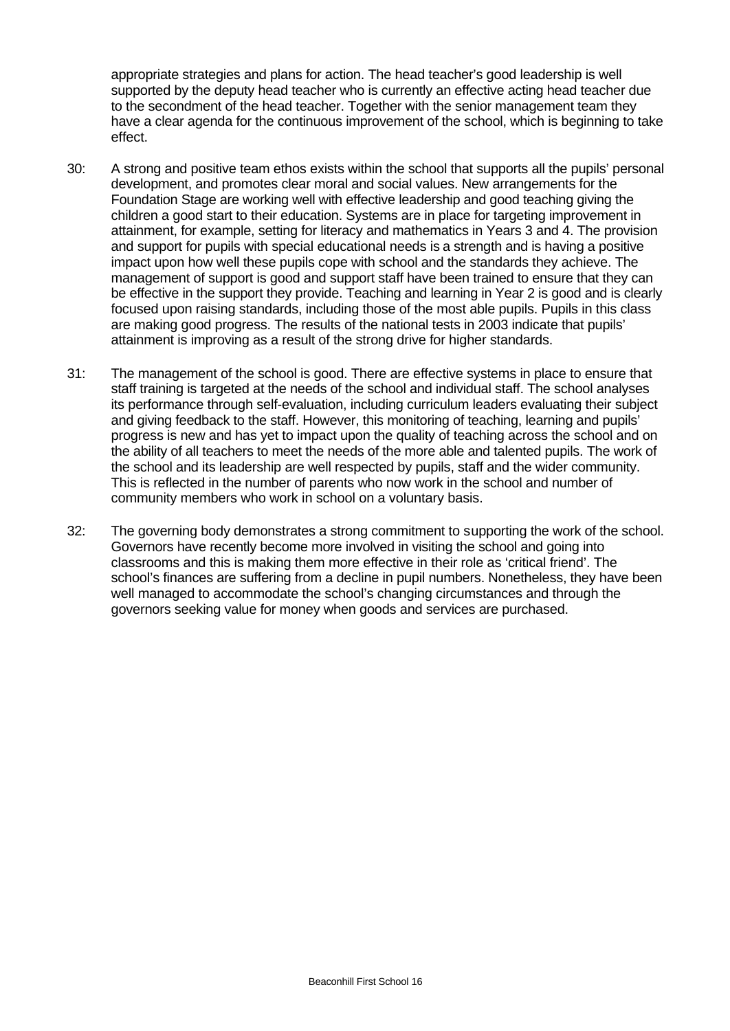appropriate strategies and plans for action. The head teacher's good leadership is well supported by the deputy head teacher who is currently an effective acting head teacher due to the secondment of the head teacher. Together with the senior management team they have a clear agenda for the continuous improvement of the school, which is beginning to take effect.

30: A strong and positive team ethos exists within the school that supports all the pupils' personal development, and promotes clear moral and social values. New arrangements for the Foundation Stage are working well with effective leadership and good teaching giving the children a good start to their education. Systems are in place for targeting improvement in attainment, for example, setting for literacy and mathematics in Years 3 and 4. The provision and support for pupils with special educational needs is a strength and is having a positive impact upon how well these pupils cope with school and the standards they achieve. The management of support is good and support staff have been trained to ensure that they can be effective in the support they provide. Teaching and learning in Year 2 is good and is clearly focused upon raising standards, including those of the most able pupils. Pupils in this class are making good progress. The results of the national tests in 2003 indicate that pupils' attainment is improving as a result of the strong drive for higher standards.

31: The management of the school is good. There are effective systems in place to ensure that staff training is targeted at the needs of the school and individual staff. The school analyses its performance through self-evaluation, including curriculum leaders evaluating their subject and giving feedback to the staff. However, this monitoring of teaching, learning and pupils' progress is new and has yet to impact upon the quality of teaching across the school and on the ability of all teachers to meet the needs of the more able and talented pupils. The work of the school and its leadership are well respected by pupils, staff and the wider community. This is reflected in the number of parents who now work in the school and number of community members who work in school on a voluntary basis.

32: The governing body demonstrates a strong commitment to supporting the work of the school. Governors have recently become more involved in visiting the school and going into classrooms and this is making them more effective in their role as 'critical friend'. The school's finances are suffering from a decline in pupil numbers. Nonetheless, they have been well managed to accommodate the school's changing circumstances and through the governors seeking value for money when goods and services are purchased.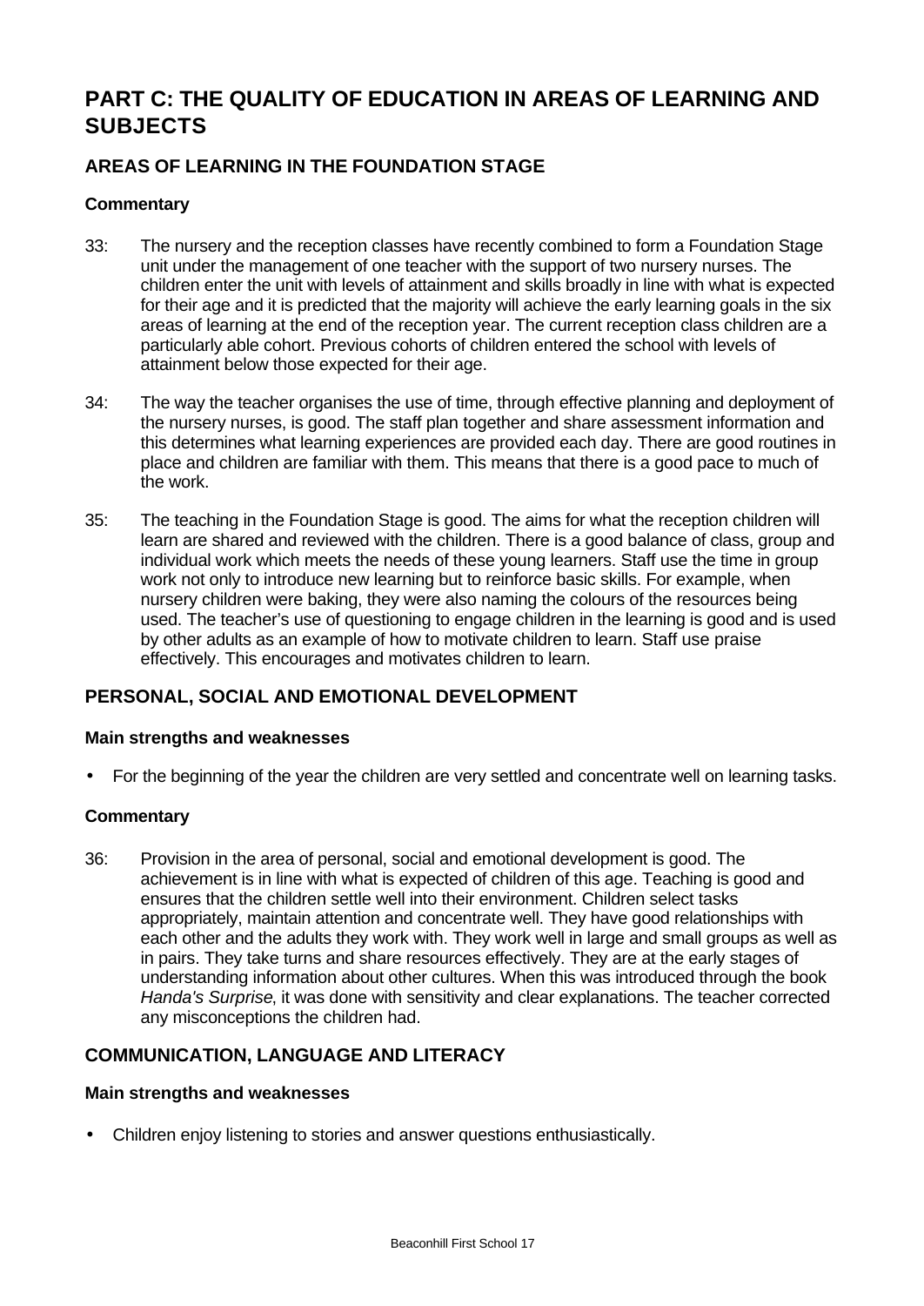# PART C: THE QUALITY OF EDUCATION IN AREAS OF LEARNING AND SUBJECTS

## AREAS OF LEARNING IN THE FOUNDATION STAGE

### Commentary

33: The nursery and the reception classes have recently combined to form a Foundation Stage unit under the management of one teacher with the support of two nursery nurses. The children enter the unit with levels of attainment and skills broadly in line with what is expected for their age and it is predicted that the majority will achieve the early learning goals in the six areas of learning at the end of the reception year. The current reception class children are a particularly able cohort. Previous cohorts of children entered the school with levels of attainment below those expected for their age.

34: The way the teacher organises the use of time, through effective planning and deployment of the nursery nurses, is good. The staff plan together and share assessment information and this determines what learning experiences are provided each day. There are good routines in place and children are familiar with them. This means that there is a good pace to much of the work.

35: The teaching in the Foundation Stage is good. The aims for what the reception children will learn are shared and reviewed with the children. There is a good balance of class, group and individual work which meets the needs of these young learners. Staff use the time in group work not only to introduce new learning but to reinforce basic skills. For example, when nursery children were baking, they were also naming the colours of the resources being used. The teacher's use of questioning to engage children in the learning is good and is used by other adults as an example of how to motivate children to learn. Staff use praise effectively. This encourages and motivates children to learn.

## PERSONAL, SOCIAL AND EMOTIONAL DEVELOPMENT

### Main strengths and weaknesses

- For the beginning of the year the children are very settled and concentrate well on learning tasks.

### Commentary

36: Provision in the area of personal, social and emotional development is good. The achievement is in line with what is expected of children of this age. Teaching is good and ensures that the children settle well into their environment. Children select tasks appropriately, maintain attention and concentrate well. They have good relationships with each other and the adults they work with. They work well in large and small groups as well as in pairs. They take turns and share resources effectively. They are at the early stages of understanding information about other cultures. When this was introduced through the book *Handa's Surprise*, it was done with sensitivity and clear explanations. The teacher corrected any misconceptions the children had.

## COMMUNICATION, LANGUAGE AND LITERACY

### Main strengths and weaknesses

- Children enjoy listening to stories and answer questions enthusiastically.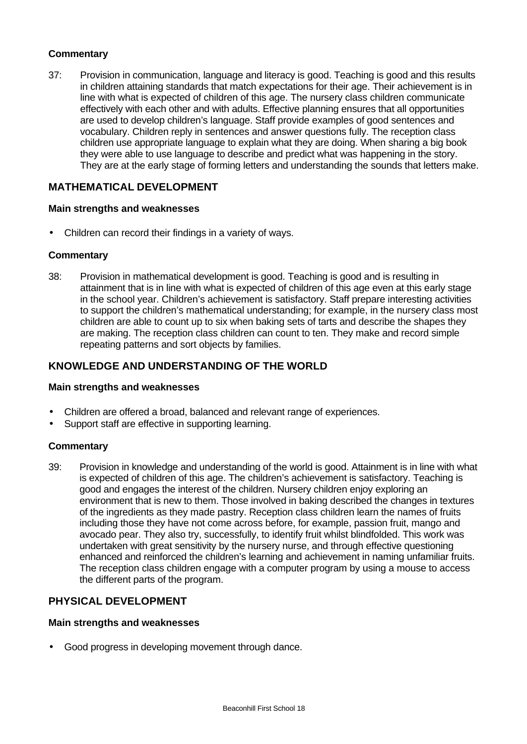**Commentary**

37: Provision in communication, language and literacy is good. Teaching is good and this results in children attaining standards that match expectations for their age. Their achievement is in line with what is expected of children of this age. The nursery class children communicate effectively with each other and with adults. Effective planning ensures that all opportunities are used to develop children's language. Staff provide examples of good sentences and vocabulary. Children reply in sentences and answer questions fully. The reception class children use appropriate language to explain what they are doing. When sharing a big book they were able to use language to describe and predict what was happening in the story. They are at the early stage of forming letters and understanding the sounds that letters make.

## MATHEMATICAL DEVELOPMENT

**Main strengths and weaknesses**

- Children can record their findings in a variety of ways.

**Commentary**

38: Provision in mathematical development is good. Teaching is good and is resulting in attainment that is in line with what is expected of children of this age even at this early stage in the school year. Children's achievement is satisfactory. Staff prepare interesting activities to support the children's mathematical understanding; for example, in the nursery class most children are able to count up to six when baking sets of tarts and describe the shapes they are making. The reception class children can count to ten. They make and record simple repeating patterns and sort objects by families.

## KNOWLEDGE AND UNDERSTANDING OF THE WORLD

**Main strengths and weaknesses**

- Children are offered a broad, balanced and relevant range of experiences.
- Support staff are effective in supporting learning.

**Commentary**

39: Provision in knowledge and understanding of the world is good. Attainment is in line with what is expected of children of this age. The children's achievement is satisfactory. Teaching is good and engages the interest of the children. Nursery children enjoy exploring an environment that is new to them. Those involved in baking described the changes in textures of the ingredients as they made pastry. Reception class children learn the names of fruits including those they have not come across before, for example, passion fruit, mango and avocado pear. They also try, successfully, to identify fruit whilst blindfolded. This work was undertaken with great sensitivity by the nursery nurse, and through effective questioning enhanced and reinforced the children's learning and achievement in naming unfamiliar fruits. The reception class children engage with a computer program by using a mouse to access the different parts of the program.

## PHYSICAL DEVELOPMENT

**Main strengths and weaknesses**

- Good progress in developing movement through dance.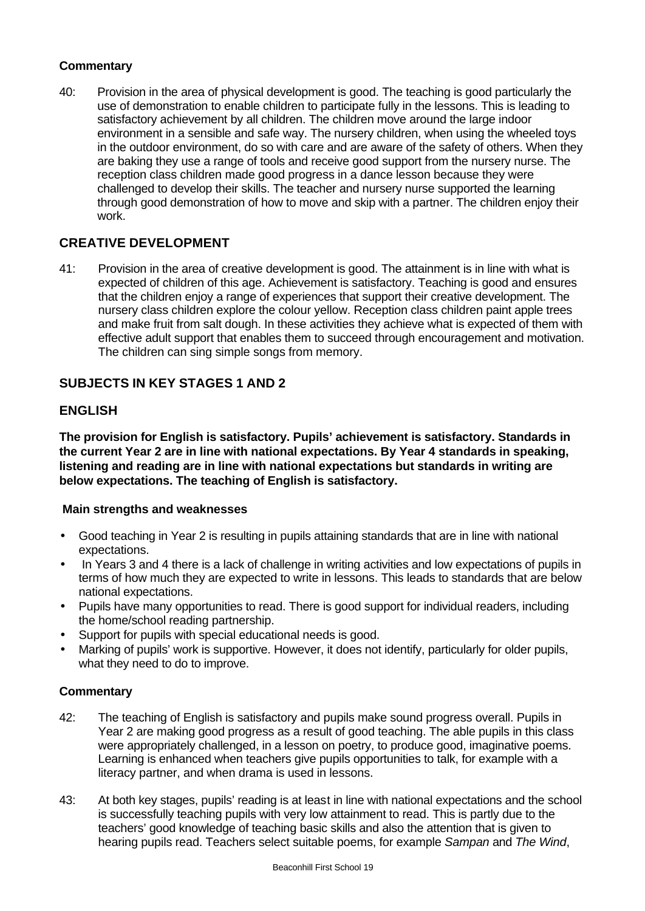### Commentary

40: Provision in the area of physical development is good. The teaching is good particularly the use of demonstration to enable children to participate fully in the lessons. This is leading to satisfactory achievement by all children. The children move around the large indoor environment in a sensible and safe way. The nursery children, when using the wheeled toys in the outdoor environment, do so with care and are aware of the safety of others. When they are baking they use a range of tools and receive good support from the nursery nurse. The reception class children made good progress in a dance lesson because they were challenged to develop their skills. The teacher and nursery nurse supported the learning through good demonstration of how to move and skip with a partner. The children enjoy their work.

## CREATIVE DEVELOPMENT

41: Provision in the area of creative development is good. The attainment is in line with what is expected of children of this age. Achievement is satisfactory. Teaching is good and ensures that the children enjoy a range of experiences that support their creative development. The nursery class children explore the colour yellow. Reception class children paint apple trees and make fruit from salt dough. In these activities they achieve what is expected of them with effective adult support that enables them to succeed through encouragement and motivation. The children can sing simple songs from memory.

## SUBJECTS IN KEY STAGES 1 AND 2

## ENGLISH

**The provision for English is satisfactory. Pupils' achievement is satisfactory. Standards in the current Year 2 are in line with national expectations. By Year 4 standards in speaking, listening and reading are in line with national expectations but standards in writing are below expectations. The teaching of English is satisfactory.**

### Main strengths and weaknesses

- Good teaching in Year 2 is resulting in pupils attaining standards that are in line with national expectations.
- In Years 3 and 4 there is a lack of challenge in writing activities and low expectations of pupils in terms of how much they are expected to write in lessons. This leads to standards that are below national expectations.
- Pupils have many opportunities to read. There is good support for individual readers, including the home/school reading partnership.
- Support for pupils with special educational needs is good.
- Marking of pupils' work is supportive. However, it does not identify, particularly for older pupils, what they need to do to improve.

### Commentary

42: The teaching of English is satisfactory and pupils make sound progress overall. Pupils in Year 2 are making good progress as a result of good teaching. The able pupils in this class were appropriately challenged, in a lesson on poetry, to produce good, imaginative poems. Learning is enhanced when teachers give pupils opportunities to talk, for example with a literacy partner, and when drama is used in lessons.

43: At both key stages, pupils' reading is at least in line with national expectations and the school is successfully teaching pupils with very low attainment to read. This is partly due to the teachers' good knowledge of teaching basic skills and also the attention that is given to hearing pupils read. Teachers select suitable poems, for example *Sampan* and *The Wind*,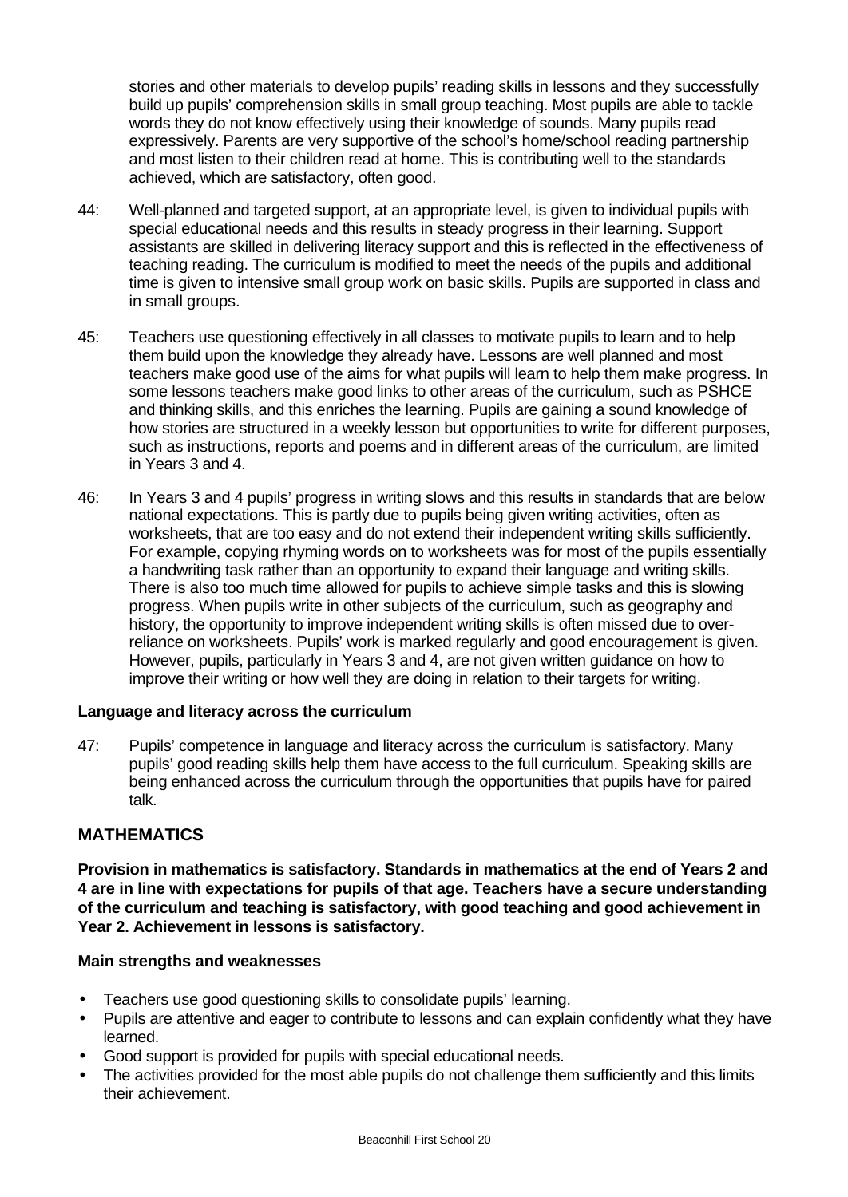stories and other materials to develop pupils' reading skills in lessons and they successfully build up pupils' comprehension skills in small group teaching. Most pupils are able to tackle words they do not know effectively using their knowledge of sounds. Many pupils read expressively. Parents are very supportive of the school's home/school reading partnership and most listen to their children read at home. This is contributing well to the standards achieved, which are satisfactory, often good.

44: Well-planned and targeted support, at an appropriate level, is given to individual pupils with special educational needs and this results in steady progress in their learning. Support assistants are skilled in delivering literacy support and this is reflected in the effectiveness of teaching reading. The curriculum is modified to meet the needs of the pupils and additional time is given to intensive small group work on basic skills. Pupils are supported in class and in small groups.

45: Teachers use questioning effectively in all classes to motivate pupils to learn and to help them build upon the knowledge they already have. Lessons are well planned and most teachers make good use of the aims for what pupils will learn to help them make progress. In some lessons teachers make good links to other areas of the curriculum, such as PSHCE and thinking skills, and this enriches the learning. Pupils are gaining a sound knowledge of how stories are structured in a weekly lesson but opportunities to write for different purposes, such as instructions, reports and poems and in different areas of the curriculum, are limited in Years 3 and 4.

46: In Years 3 and 4 pupils' progress in writing slows and this results in standards that are below national expectations. This is partly due to pupils being given writing activities, often as worksheets, that are too easy and do not extend their independent writing skills sufficiently. For example, copying rhyming words on to worksheets was for most of the pupils essentially a handwriting task rather than an opportunity to expand their language and writing skills. There is also too much time allowed for pupils to achieve simple tasks and this is slowing progress. When pupils write in other subjects of the curriculum, such as geography and history, the opportunity to improve independent writing skills is often missed due to over-reliance on worksheets. Pupils' work is marked regularly and good encouragement is given. However, pupils, particularly in Years 3 and 4, are not given written guidance on how to improve their writing or how well they are doing in relation to their targets for writing.

**Language and literacy across the curriculum**

47: Pupils' competence in language and literacy across the curriculum is satisfactory. Many pupils' good reading skills help them have access to the full curriculum. Speaking skills are being enhanced across the curriculum through the opportunities that pupils have for paired talk.

## MATHEMATICS

**Provision in mathematics is satisfactory. Standards in mathematics at the end of Years 2 and 4 are in line with expectations for pupils of that age. Teachers have a secure understanding of the curriculum and teaching is satisfactory, with good teaching and good achievement in Year 2. Achievement in lessons is satisfactory.**

**Main strengths and weaknesses**

- Teachers use good questioning skills to consolidate pupils' learning.
- Pupils are attentive and eager to contribute to lessons and can explain confidently what they have learned.
- Good support is provided for pupils with special educational needs.
- The activities provided for the most able pupils do not challenge them sufficiently and this limits their achievement.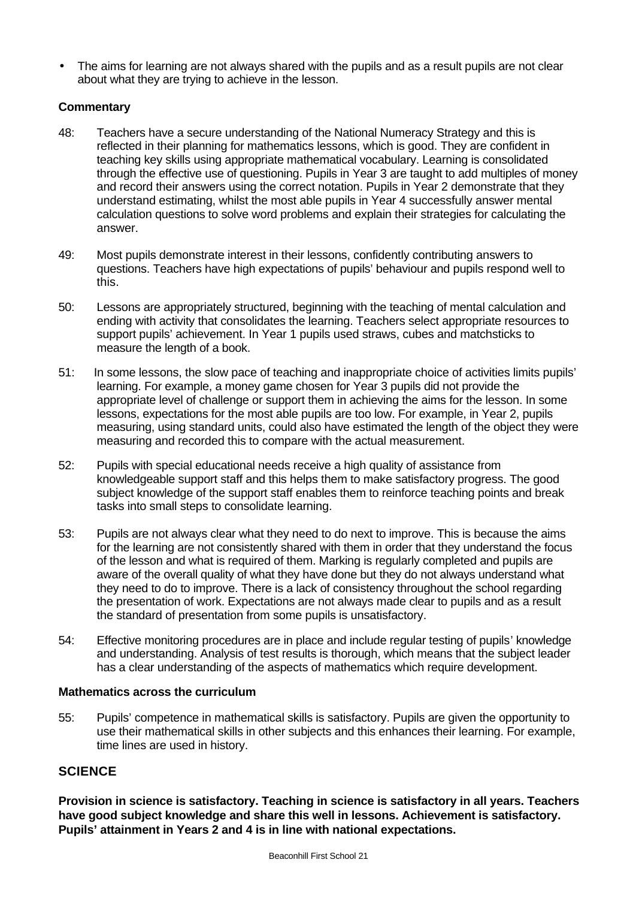- The aims for learning are not always shared with the pupils and as a result pupils are not clear about what they are trying to achieve in the lesson.

**Commentary**

48: Teachers have a secure understanding of the National Numeracy Strategy and this is reflected in their planning for mathematics lessons, which is good. They are confident in teaching key skills using appropriate mathematical vocabulary. Learning is consolidated through the effective use of questioning. Pupils in Year 3 are taught to add multiples of money and record their answers using the correct notation. Pupils in Year 2 demonstrate that they understand estimating, whilst the most able pupils in Year 4 successfully answer mental calculation questions to solve word problems and explain their strategies for calculating the answer.

49: Most pupils demonstrate interest in their lessons, confidently contributing answers to questions. Teachers have high expectations of pupils' behaviour and pupils respond well to this.

50: Lessons are appropriately structured, beginning with the teaching of mental calculation and ending with activity that consolidates the learning. Teachers select appropriate resources to support pupils' achievement. In Year 1 pupils used straws, cubes and matchsticks to measure the length of a book.

51: In some lessons, the slow pace of teaching and inappropriate choice of activities limits pupils' learning. For example, a money game chosen for Year 3 pupils did not provide the appropriate level of challenge or support them in achieving the aims for the lesson. In some lessons, expectations for the most able pupils are too low. For example, in Year 2, pupils measuring, using standard units, could also have estimated the length of the object they were measuring and recorded this to compare with the actual measurement.

52: Pupils with special educational needs receive a high quality of assistance from knowledgeable support staff and this helps them to make satisfactory progress. The good subject knowledge of the support staff enables them to reinforce teaching points and break tasks into small steps to consolidate learning.

53: Pupils are not always clear what they need to do next to improve. This is because the aims for the learning are not consistently shared with them in order that they understand the focus of the lesson and what is required of them. Marking is regularly completed and pupils are aware of the overall quality of what they have done but they do not always understand what they need to do to improve. There is a lack of consistency throughout the school regarding the presentation of work. Expectations are not always made clear to pupils and as a result the standard of presentation from some pupils is unsatisfactory.

54: Effective monitoring procedures are in place and include regular testing of pupils' knowledge and understanding. Analysis of test results is thorough, which means that the subject leader has a clear understanding of the aspects of mathematics which require development.

**Mathematics across the curriculum**

55: Pupils' competence in mathematical skills is satisfactory. Pupils are given the opportunity to use their mathematical skills in other subjects and this enhances their learning. For example, time lines are used in history.

## SCIENCE

**Provision in science is satisfactory. Teaching in science is satisfactory in all years. Teachers have good subject knowledge and share this well in lessons. Achievement is satisfactory. Pupils' attainment in Years 2 and 4 is in line with national expectations.**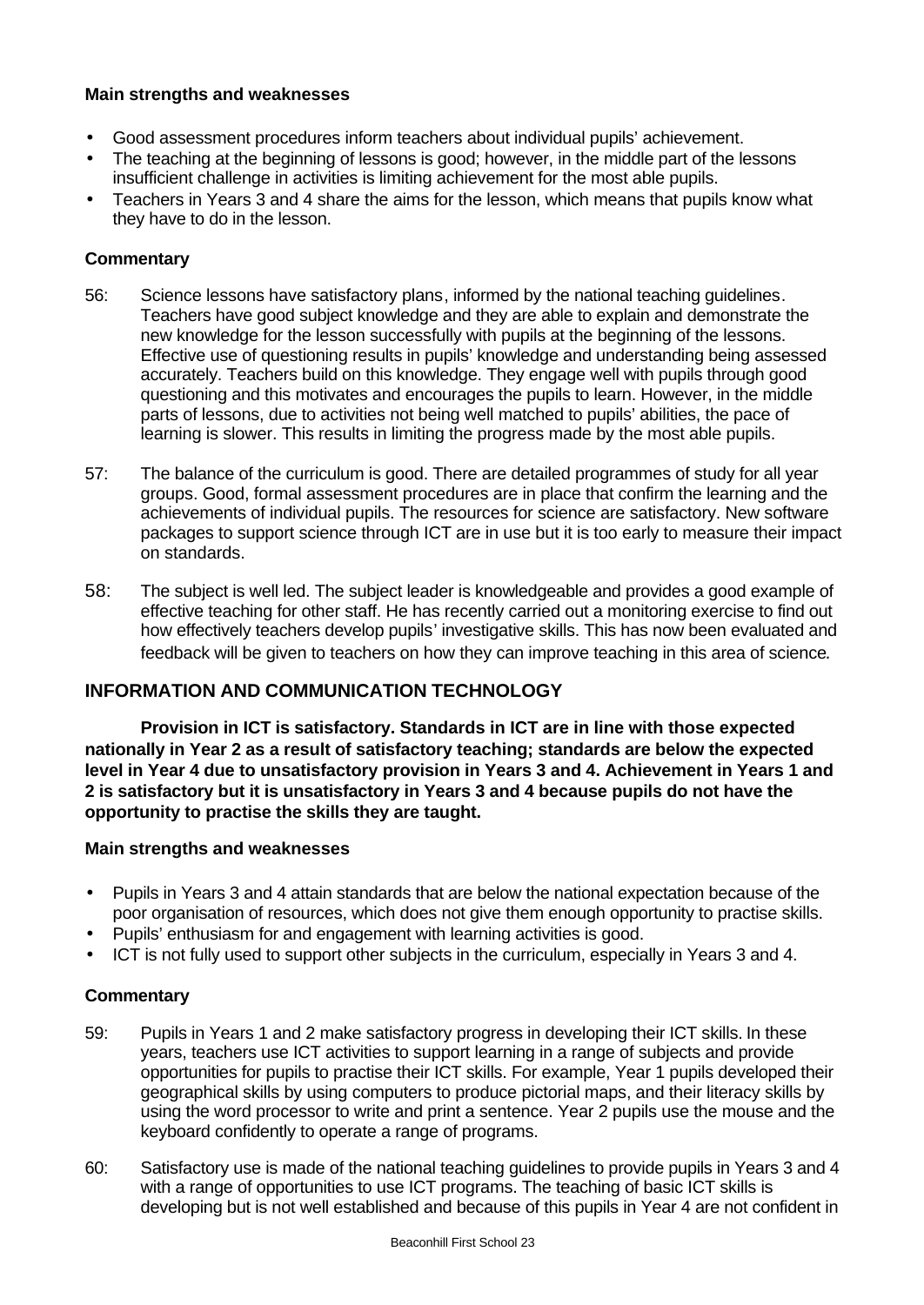**Main strengths and weaknesses**

- Good assessment procedures inform teachers about individual pupils' achievement.
- The teaching at the beginning of lessons is good; however, in the middle part of the lessons insufficient challenge in activities is limiting achievement for the most able pupils.
- Teachers in Years 3 and 4 share the aims for the lesson, which means that pupils know what they have to do in the lesson.

**Commentary**

56: Science lessons have satisfactory plans, informed by the national teaching guidelines. Teachers have good subject knowledge and they are able to explain and demonstrate the new knowledge for the lesson successfully with pupils at the beginning of the lessons. Effective use of questioning results in pupils' knowledge and understanding being assessed accurately. Teachers build on this knowledge. They engage well with pupils through good questioning and this motivates and encourages the pupils to learn. However, in the middle parts of lessons, due to activities not being well matched to pupils' abilities, the pace of learning is slower. This results in limiting the progress made by the most able pupils.

57: The balance of the curriculum is good. There are detailed programmes of study for all year groups. Good, formal assessment procedures are in place that confirm the learning and the achievements of individual pupils. The resources for science are satisfactory. New software packages to support science through ICT are in use but it is too early to measure their impact on standards.

58: The subject is well led. The subject leader is knowledgeable and provides a good example of effective teaching for other staff. He has recently carried out a monitoring exercise to find out how effectively teachers develop pupils' investigative skills. This has now been evaluated and feedback will be given to teachers on how they can improve teaching in this area of science.

## INFORMATION AND COMMUNICATION TECHNOLOGY

**Provision in ICT is satisfactory. Standards in ICT are in line with those expected nationally in Year 2 as a result of satisfactory teaching; standards are below the expected level in Year 4 due to unsatisfactory provision in Years 3 and 4. Achievement in Years 1 and 2 is satisfactory but it is unsatisfactory in Years 3 and 4 because pupils do not have the opportunity to practise the skills they are taught.**

**Main strengths and weaknesses**

- Pupils in Years 3 and 4 attain standards that are below the national expectation because of the poor organisation of resources, which does not give them enough opportunity to practise skills.
- Pupils' enthusiasm for and engagement with learning activities is good.
- ICT is not fully used to support other subjects in the curriculum, especially in Years 3 and 4.

**Commentary**

59: Pupils in Years 1 and 2 make satisfactory progress in developing their ICT skills. In these years, teachers use ICT activities to support learning in a range of subjects and provide opportunities for pupils to practise their ICT skills. For example, Year 1 pupils developed their geographical skills by using computers to produce pictorial maps, and their literacy skills by using the word processor to write and print a sentence. Year 2 pupils use the mouse and the keyboard confidently to operate a range of programs.

60: Satisfactory use is made of the national teaching guidelines to provide pupils in Years 3 and 4 with a range of opportunities to use ICT programs. The teaching of basic ICT skills is developing but is not well established and because of this pupils in Year 4 are not confident in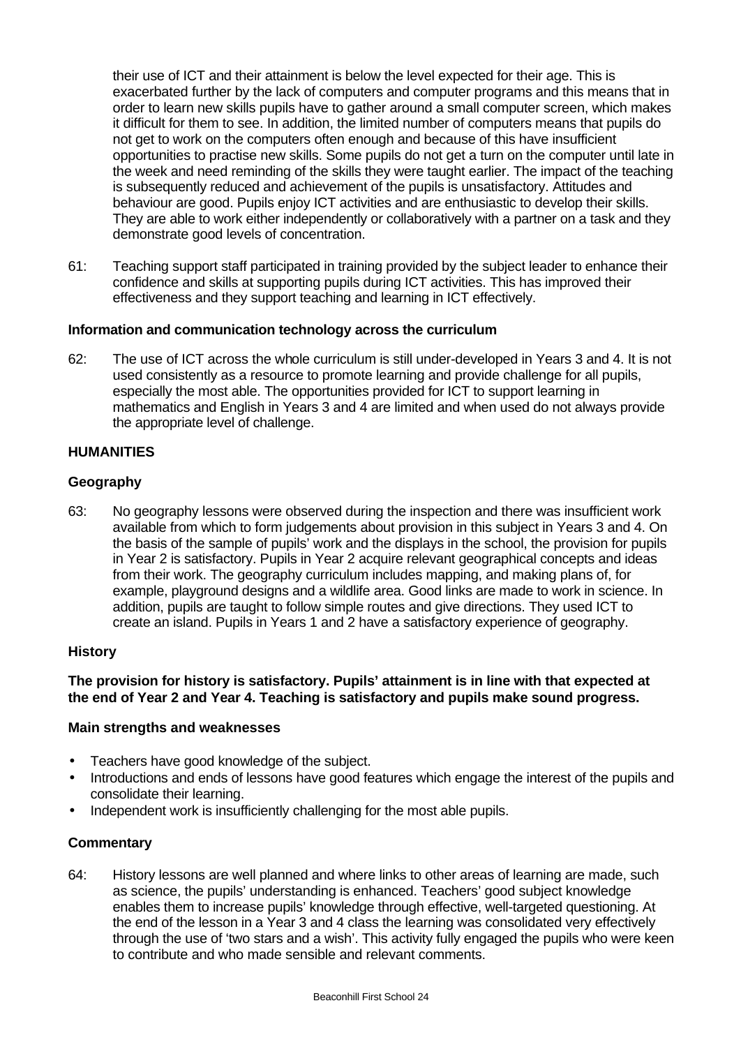their use of ICT and their attainment is below the level expected for their age. This is exacerbated further by the lack of computers and computer programs and this means that in order to learn new skills pupils have to gather around a small computer screen, which makes it difficult for them to see. In addition, the limited number of computers means that pupils do not get to work on the computers often enough and because of this have insufficient opportunities to practise new skills. Some pupils do not get a turn on the computer until late in the week and need reminding of the skills they were taught earlier. The impact of the teaching is subsequently reduced and achievement of the pupils is unsatisfactory. Attitudes and behaviour are good. Pupils enjoy ICT activities and are enthusiastic to develop their skills. They are able to work either independently or collaboratively with a partner on a task and they demonstrate good levels of concentration.

61: Teaching support staff participated in training provided by the subject leader to enhance their confidence and skills at supporting pupils during ICT activities. This has improved their effectiveness and they support teaching and learning in ICT effectively.

### Information and communication technology across the curriculum

62: The use of ICT across the whole curriculum is still under-developed in Years 3 and 4. It is not used consistently as a resource to promote learning and provide challenge for all pupils, especially the most able. The opportunities provided for ICT to support learning in mathematics and English in Years 3 and 4 are limited and when used do not always provide the appropriate level of challenge.

## HUMANITIES

### Geography

63: No geography lessons were observed during the inspection and there was insufficient work available from which to form judgements about provision in this subject in Years 3 and 4. On the basis of the sample of pupils' work and the displays in the school, the provision for pupils in Year 2 is satisfactory. Pupils in Year 2 acquire relevant geographical concepts and ideas from their work. The geography curriculum includes mapping, and making plans of, for example, playground designs and a wildlife area. Good links are made to work in science. In addition, pupils are taught to follow simple routes and give directions. They used ICT to create an island. Pupils in Years 1 and 2 have a satisfactory experience of geography.

### History

**The provision for history is satisfactory. Pupils' attainment is in line with that expected at the end of Year 2 and Year 4. Teaching is satisfactory and pupils make sound progress.**

#### Main strengths and weaknesses

- Teachers have good knowledge of the subject.
- Introductions and ends of lessons have good features which engage the interest of the pupils and consolidate their learning.
- Independent work is insufficiently challenging for the most able pupils.

#### Commentary

64: History lessons are well planned and where links to other areas of learning are made, such as science, the pupils' understanding is enhanced. Teachers' good subject knowledge enables them to increase pupils' knowledge through effective, well-targeted questioning. At the end of the lesson in a Year 3 and 4 class the learning was consolidated very effectively through the use of 'two stars and a wish'. This activity fully engaged the pupils who were keen to contribute and who made sensible and relevant comments.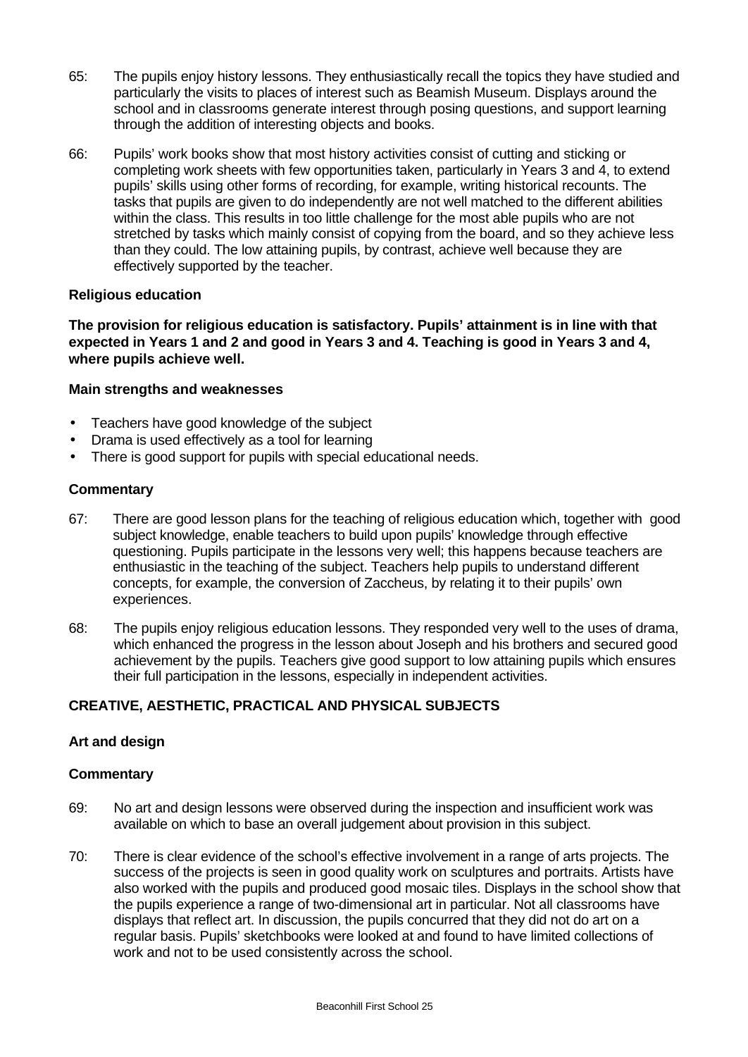65: The pupils enjoy history lessons. They enthusiastically recall the topics they have studied and particularly the visits to places of interest such as Beamish Museum. Displays around the school and in classrooms generate interest through posing questions, and support learning through the addition of interesting objects and books.

66: Pupils' work books show that most history activities consist of cutting and sticking or completing work sheets with few opportunities taken, particularly in Years 3 and 4, to extend pupils' skills using other forms of recording, for example, writing historical recounts. The tasks that pupils are given to do independently are not well matched to the different abilities within the class. This results in too little challenge for the most able pupils who are not stretched by tasks which mainly consist of copying from the board, and so they achieve less than they could. The low attaining pupils, by contrast, achieve well because they are effectively supported by the teacher.

### Religious education

**The provision for religious education is satisfactory. Pupils' attainment is in line with that expected in Years 1 and 2 and good in Years 3 and 4. Teaching is good in Years 3 and 4, where pupils achieve well.**

#### Main strengths and weaknesses

- Teachers have good knowledge of the subject
- Drama is used effectively as a tool for learning
- There is good support for pupils with special educational needs.

#### Commentary

67: There are good lesson plans for the teaching of religious education which, together with good subject knowledge, enable teachers to build upon pupils' knowledge through effective questioning. Pupils participate in the lessons very well; this happens because teachers are enthusiastic in the teaching of the subject. Teachers help pupils to understand different concepts, for example, the conversion of Zaccheus, by relating it to their pupils' own experiences.

68: The pupils enjoy religious education lessons. They responded very well to the uses of drama, which enhanced the progress in the lesson about Joseph and his brothers and secured good achievement by the pupils. Teachers give good support to low attaining pupils which ensures their full participation in the lessons, especially in independent activities.

## CREATIVE, AESTHETIC, PRACTICAL AND PHYSICAL SUBJECTS

### Art and design

#### Commentary

69: No art and design lessons were observed during the inspection and insufficient work was available on which to base an overall judgement about provision in this subject.

70: There is clear evidence of the school's effective involvement in a range of arts projects. The success of the projects is seen in good quality work on sculptures and portraits. Artists have also worked with the pupils and produced good mosaic tiles. Displays in the school show that the pupils experience a range of two-dimensional art in particular. Not all classrooms have displays that reflect art. In discussion, the pupils concurred that they did not do art on a regular basis. Pupils' sketchbooks were looked at and found to have limited collections of work and not to be used consistently across the school.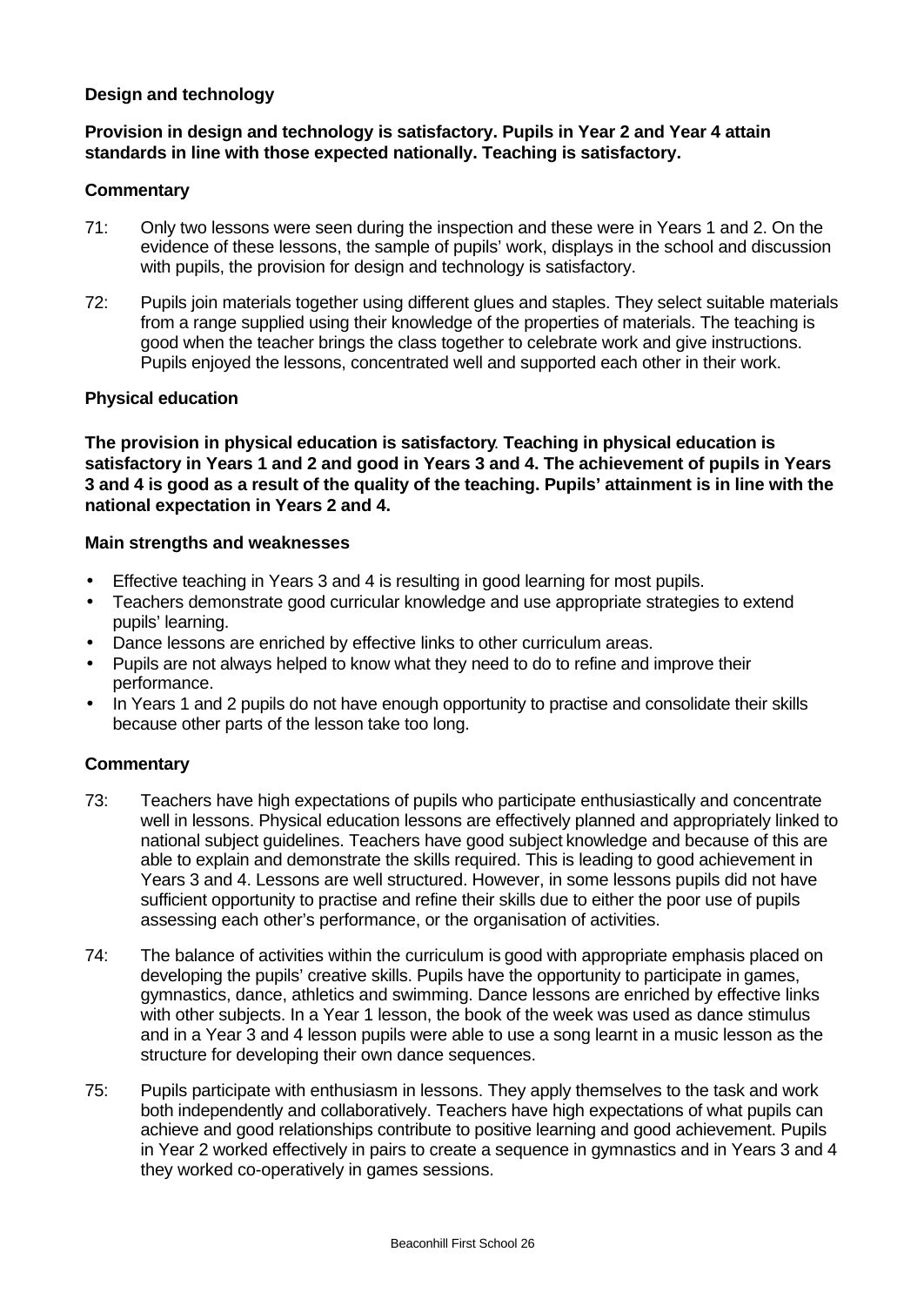**Design and technology**

**Provision in design and technology is satisfactory. Pupils in Year 2 and Year 4 attain standards in line with those expected nationally. Teaching is satisfactory.**

**Commentary**

71: Only two lessons were seen during the inspection and these were in Years 1 and 2. On the evidence of these lessons, the sample of pupils' work, displays in the school and discussion with pupils, the provision for design and technology is satisfactory.

72: Pupils join materials together using different glues and staples. They select suitable materials from a range supplied using their knowledge of the properties of materials. The teaching is good when the teacher brings the class together to celebrate work and give instructions. Pupils enjoyed the lessons, concentrated well and supported each other in their work.

**Physical education**

**The provision in physical education is satisfactory. Teaching in physical education is satisfactory in Years 1 and 2 and good in Years 3 and 4. The achievement of pupils in Years 3 and 4 is good as a result of the quality of the teaching. Pupils' attainment is in line with the national expectation in Years 2 and 4.**

**Main strengths and weaknesses**

- Effective teaching in Years 3 and 4 is resulting in good learning for most pupils.
- Teachers demonstrate good curricular knowledge and use appropriate strategies to extend pupils' learning.
- Dance lessons are enriched by effective links to other curriculum areas.
- Pupils are not always helped to know what they need to do to refine and improve their performance.
- In Years 1 and 2 pupils do not have enough opportunity to practise and consolidate their skills because other parts of the lesson take too long.

**Commentary**

73: Teachers have high expectations of pupils who participate enthusiastically and concentrate well in lessons. Physical education lessons are effectively planned and appropriately linked to national subject guidelines. Teachers have good subject knowledge and because of this are able to explain and demonstrate the skills required. This is leading to good achievement in Years 3 and 4. Lessons are well structured. However, in some lessons pupils did not have sufficient opportunity to practise and refine their skills due to either the poor use of pupils assessing each other's performance, or the organisation of activities.

74: The balance of activities within the curriculum is good with appropriate emphasis placed on developing the pupils' creative skills. Pupils have the opportunity to participate in games, gymnastics, dance, athletics and swimming. Dance lessons are enriched by effective links with other subjects. In a Year 1 lesson, the book of the week was used as dance stimulus and in a Year 3 and 4 lesson pupils were able to use a song learnt in a music lesson as the structure for developing their own dance sequences.

75: Pupils participate with enthusiasm in lessons. They apply themselves to the task and work both independently and collaboratively. Teachers have high expectations of what pupils can achieve and good relationships contribute to positive learning and good achievement. Pupils in Year 2 worked effectively in pairs to create a sequence in gymnastics and in Years 3 and 4 they worked co-operatively in games sessions.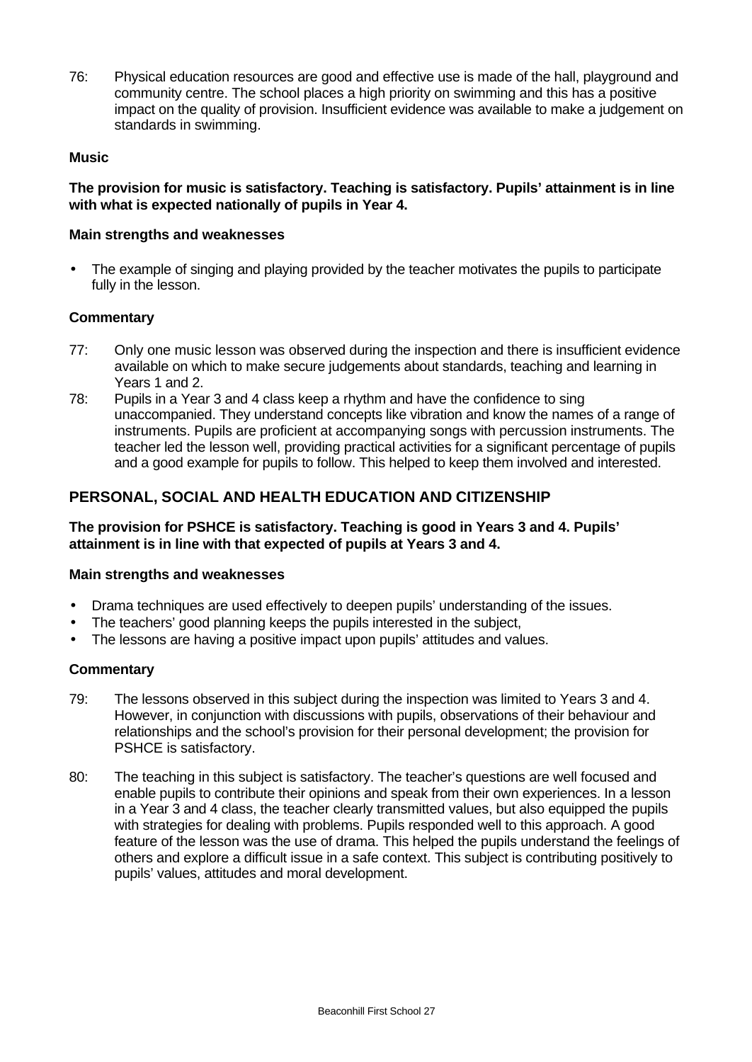76: Physical education resources are good and effective use is made of the hall, playground and community centre. The school places a high priority on swimming and this has a positive impact on the quality of provision. Insufficient evidence was available to make a judgement on standards in swimming.

**Music**

**The provision for music is satisfactory. Teaching is satisfactory. Pupils' attainment is in line with what is expected nationally of pupils in Year 4.**

**Main strengths and weaknesses**

- The example of singing and playing provided by the teacher motivates the pupils to participate fully in the lesson.

**Commentary**

77: Only one music lesson was observed during the inspection and there is insufficient evidence available on which to make secure judgements about standards, teaching and learning in Years 1 and 2.

78: Pupils in a Year 3 and 4 class keep a rhythm and have the confidence to sing unaccompanied. They understand concepts like vibration and know the names of a range of instruments. Pupils are proficient at accompanying songs with percussion instruments. The teacher led the lesson well, providing practical activities for a significant percentage of pupils and a good example for pupils to follow. This helped to keep them involved and interested.

## PERSONAL, SOCIAL AND HEALTH EDUCATION AND CITIZENSHIP

**The provision for PSHCE is satisfactory. Teaching is good in Years 3 and 4. Pupils' attainment is in line with that expected of pupils at Years 3 and 4.**

**Main strengths and weaknesses**

- Drama techniques are used effectively to deepen pupils' understanding of the issues.
- The teachers' good planning keeps the pupils interested in the subject,
- The lessons are having a positive impact upon pupils' attitudes and values.

**Commentary**

79: The lessons observed in this subject during the inspection was limited to Years 3 and 4. However, in conjunction with discussions with pupils, observations of their behaviour and relationships and the school's provision for their personal development; the provision for PSHCE is satisfactory.

80: The teaching in this subject is satisfactory. The teacher's questions are well focused and enable pupils to contribute their opinions and speak from their own experiences. In a lesson in a Year 3 and 4 class, the teacher clearly transmitted values, but also equipped the pupils with strategies for dealing with problems. Pupils responded well to this approach. A good feature of the lesson was the use of drama. This helped the pupils understand the feelings of others and explore a difficult issue in a safe context. This subject is contributing positively to pupils' values, attitudes and moral development.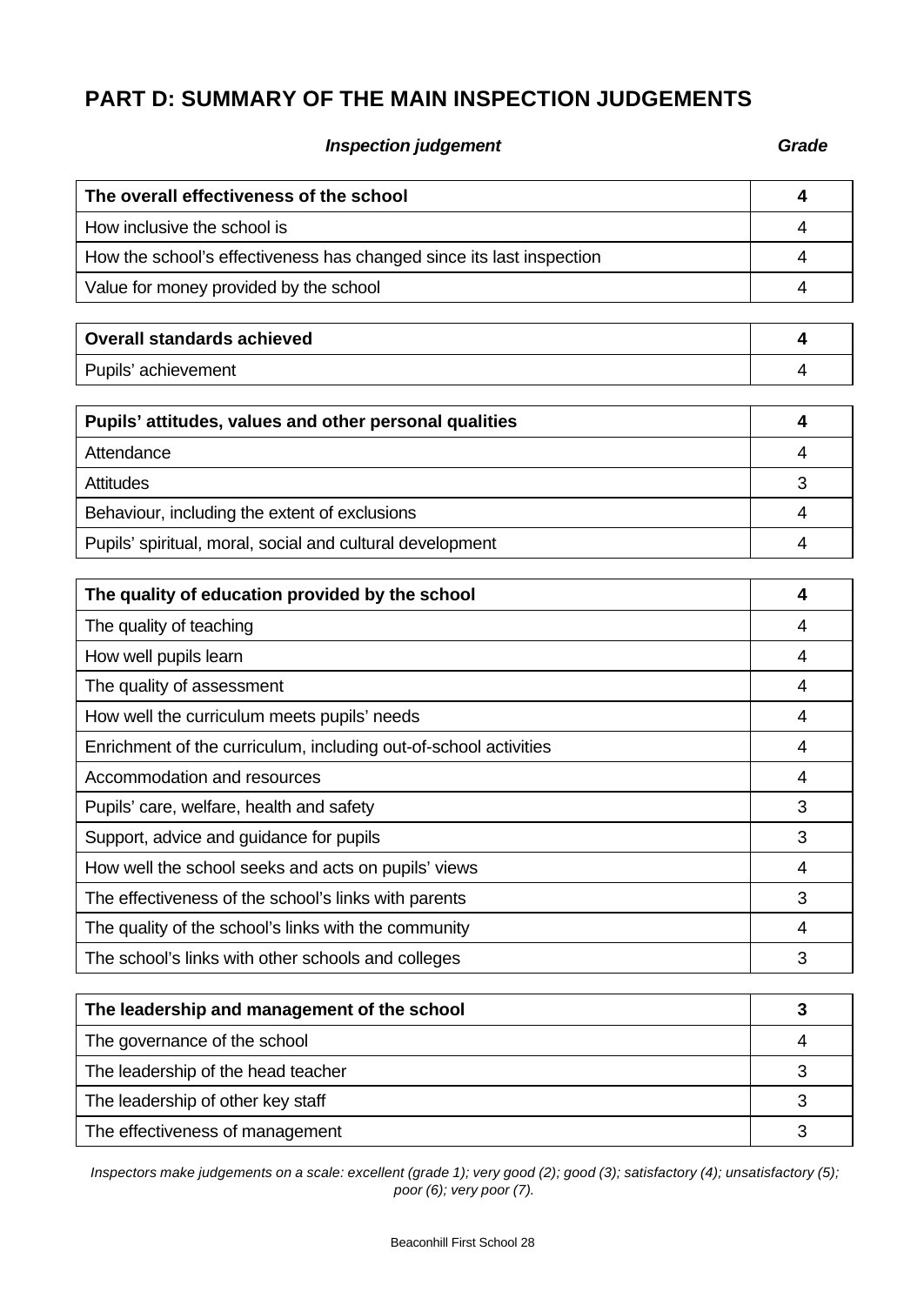## PART D: SUMMARY OF THE MAIN INSPECTION JUDGEMENTS

| *Inspection judgement* | *Grade* |
| --- | --- |
| **The overall effectiveness of the school** | **4** |
| How inclusive the school is | 4 |
| How the school's effectiveness has changed since its last inspection | 4 |
| Value for money provided by the school | 4 |
| **Overall standards achieved** | **4** |
| Pupils' achievement | 4 |
| **Pupils' attitudes, values and other personal qualities** | **4** |
| Attendance | 4 |
| Attitudes | 3 |
| Behaviour, including the extent of exclusions | 4 |
| Pupils' spiritual, moral, social and cultural development | 4 |
| **The quality of education provided by the school** | **4** |
| The quality of teaching | 4 |
| How well pupils learn | 4 |
| The quality of assessment | 4 |
| How well the curriculum meets pupils' needs | 4 |
| Enrichment of the curriculum, including out-of-school activities | 4 |
| Accommodation and resources | 4 |
| Pupils' care, welfare, health and safety | 3 |
| Support, advice and guidance for pupils | 3 |
| How well the school seeks and acts on pupils' views | 4 |
| The effectiveness of the school's links with parents | 3 |
| The quality of the school's links with the community | 4 |
| The school's links with other schools and colleges | 3 |
| **The leadership and management of the school** | **3** |
| The governance of the school | 4 |
| The leadership of the head teacher | 3 |
| The leadership of other key staff | 3 |
| The effectiveness of management | 3 |

*Inspectors make judgements on a scale: excellent (grade 1); very good (2); good (3); satisfactory (4); unsatisfactory (5); poor (6); very poor (7).*